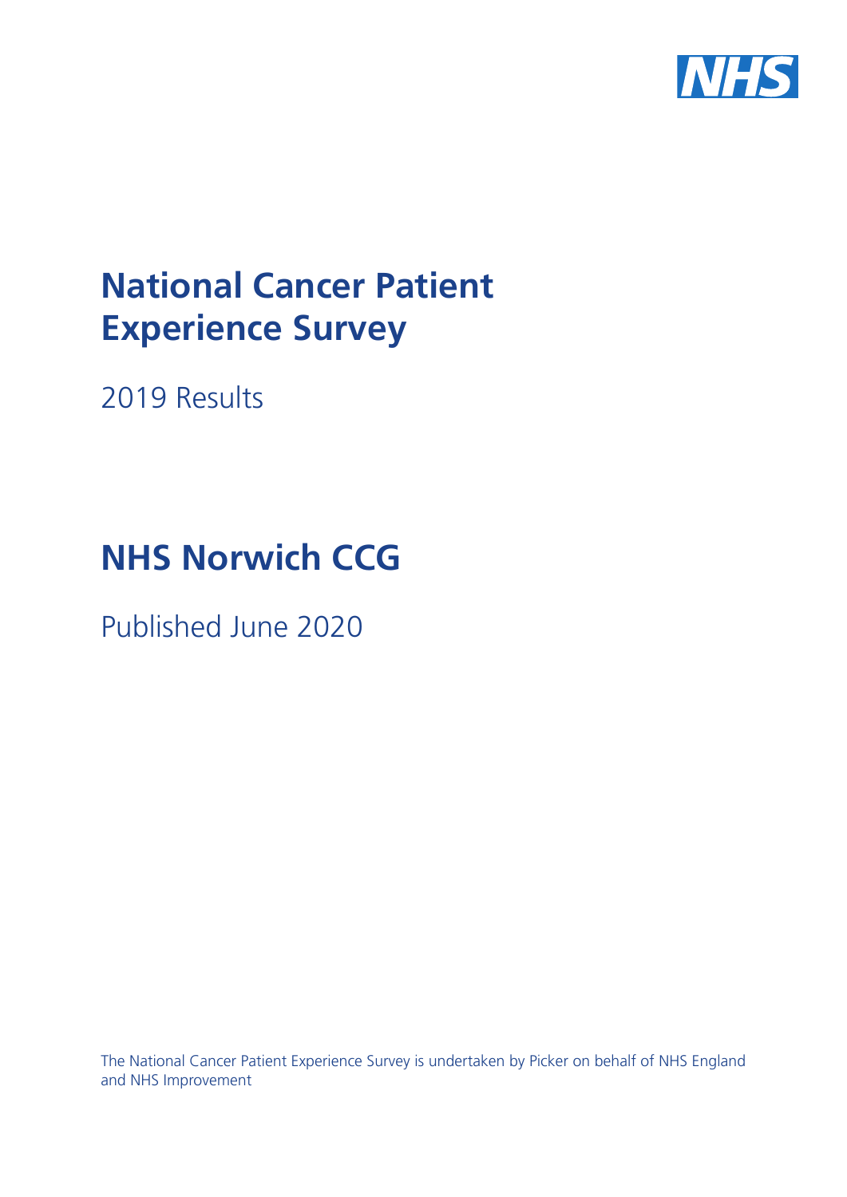# National Cancer Patient Experience Survey

2019 Results

# NHS Norwich CCG

Published June 2020

The National Cancer Patient Experience Survey is undertaken by Picker on behalf of NHS England and NHS Improvement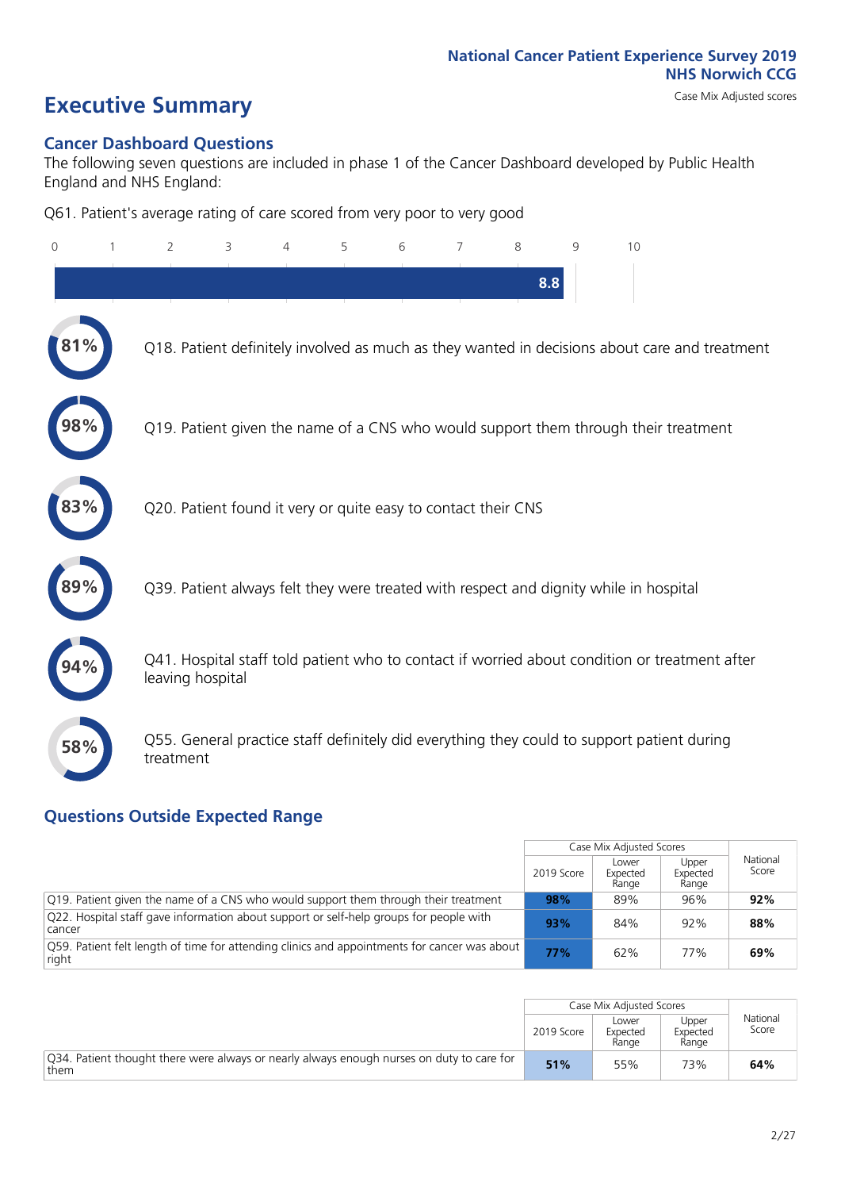National Cancer Patient Experience Survey 2019
NHS Norwich CCG
Case Mix Adjusted scores

# Executive Summary

## Cancer Dashboard Questions

The following seven questions are included in phase 1 of the Cancer Dashboard developed by Public Health England and NHS England:

Q61. Patient's average rating of care scored from very poor to very good

8.8

81% Q18. Patient definitely involved as much as they wanted in decisions about care and treatment

98% Q19. Patient given the name of a CNS who would support them through their treatment

83% Q20. Patient found it very or quite easy to contact their CNS

89% Q39. Patient always felt they were treated with respect and dignity while in hospital

94% Q41. Hospital staff told patient who to contact if worried about condition or treatment after leaving hospital

58% Q55. General practice staff definitely did everything they could to support patient during treatment

## Questions Outside Expected Range

| | Case Mix Adjusted Scores | | | National Score |
|---|---|---|---|---|
| | 2019 Score | Lower Expected Range | Upper Expected Range | |
| Q19. Patient given the name of a CNS who would support them through their treatment | **98%** | 89% | 96% | **92%** |
| Q22. Hospital staff gave information about support or self-help groups for people with cancer | **93%** | 84% | 92% | **88%** |
| Q59. Patient felt length of time for attending clinics and appointments for cancer was about right | **77%** | 62% | 77% | **69%** |

| | Case Mix Adjusted Scores | | | National Score |
|---|---|---|---|---|
| | 2019 Score | Lower Expected Range | Upper Expected Range | |
| Q34. Patient thought there were always or nearly always enough nurses on duty to care for them | **51%** | 55% | 73% | **64%** |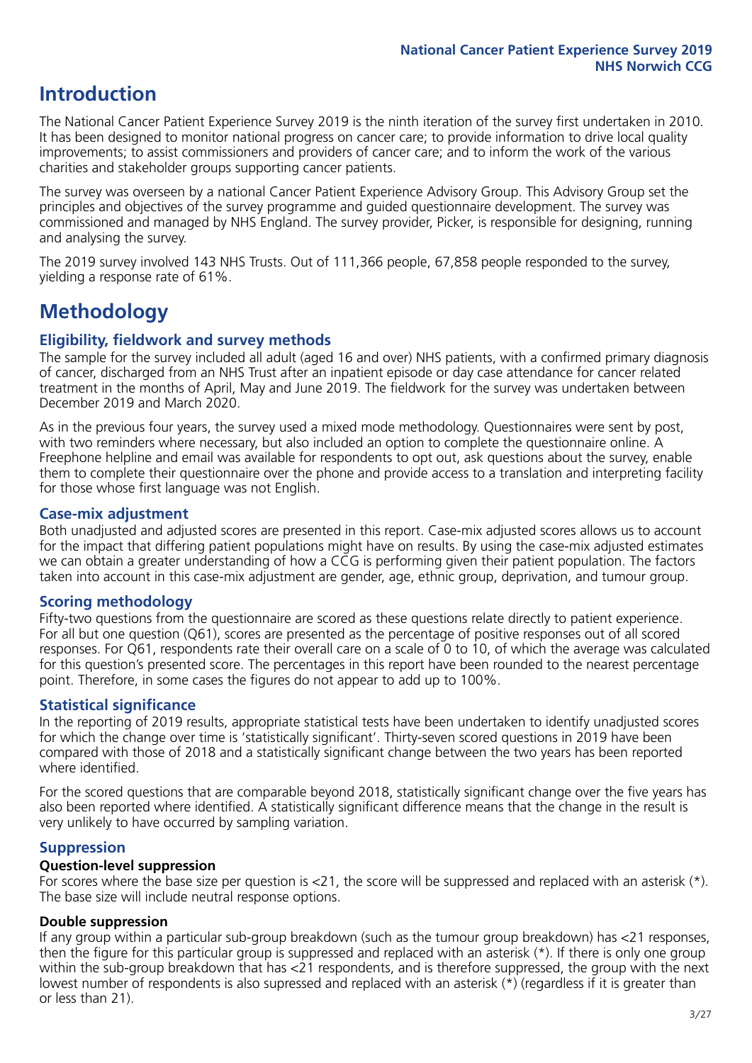# Introduction

The National Cancer Patient Experience Survey 2019 is the ninth iteration of the survey first undertaken in 2010. It has been designed to monitor national progress on cancer care; to provide information to drive local quality improvements; to assist commissioners and providers of cancer care; and to inform the work of the various charities and stakeholder groups supporting cancer patients.

The survey was overseen by a national Cancer Patient Experience Advisory Group. This Advisory Group set the principles and objectives of the survey programme and guided questionnaire development. The survey was commissioned and managed by NHS England. The survey provider, Picker, is responsible for designing, running and analysing the survey.

The 2019 survey involved 143 NHS Trusts. Out of 111,366 people, 67,858 people responded to the survey, yielding a response rate of 61%.

# Methodology

### Eligibility, fieldwork and survey methods

The sample for the survey included all adult (aged 16 and over) NHS patients, with a confirmed primary diagnosis of cancer, discharged from an NHS Trust after an inpatient episode or day case attendance for cancer related treatment in the months of April, May and June 2019. The fieldwork for the survey was undertaken between December 2019 and March 2020.

As in the previous four years, the survey used a mixed mode methodology. Questionnaires were sent by post, with two reminders where necessary, but also included an option to complete the questionnaire online. A Freephone helpline and email was available for respondents to opt out, ask questions about the survey, enable them to complete their questionnaire over the phone and provide access to a translation and interpreting facility for those whose first language was not English.

### Case-mix adjustment

Both unadjusted and adjusted scores are presented in this report. Case-mix adjusted scores allows us to account for the impact that differing patient populations might have on results. By using the case-mix adjusted estimates we can obtain a greater understanding of how a CCG is performing given their patient population. The factors taken into account in this case-mix adjustment are gender, age, ethnic group, deprivation, and tumour group.

### Scoring methodology

Fifty-two questions from the questionnaire are scored as these questions relate directly to patient experience. For all but one question (Q61), scores are presented as the percentage of positive responses out of all scored responses. For Q61, respondents rate their overall care on a scale of 0 to 10, of which the average was calculated for this question's presented score. The percentages in this report have been rounded to the nearest percentage point. Therefore, in some cases the figures do not appear to add up to 100%.

### Statistical significance

In the reporting of 2019 results, appropriate statistical tests have been undertaken to identify unadjusted scores for which the change over time is 'statistically significant'. Thirty-seven scored questions in 2019 have been compared with those of 2018 and a statistically significant change between the two years has been reported where identified.

For the scored questions that are comparable beyond 2018, statistically significant change over the five years has also been reported where identified. A statistically significant difference means that the change in the result is very unlikely to have occurred by sampling variation.

### Suppression

#### Question-level suppression

For scores where the base size per question is <21, the score will be suppressed and replaced with an asterisk (*). The base size will include neutral response options.

#### Double suppression

If any group within a particular sub-group breakdown (such as the tumour group breakdown) has <21 responses, then the figure for this particular group is suppressed and replaced with an asterisk (*). If there is only one group within the sub-group breakdown that has <21 respondents, and is therefore suppressed, the group with the next lowest number of respondents is also supressed and replaced with an asterisk (*) (regardless if it is greater than or less than 21).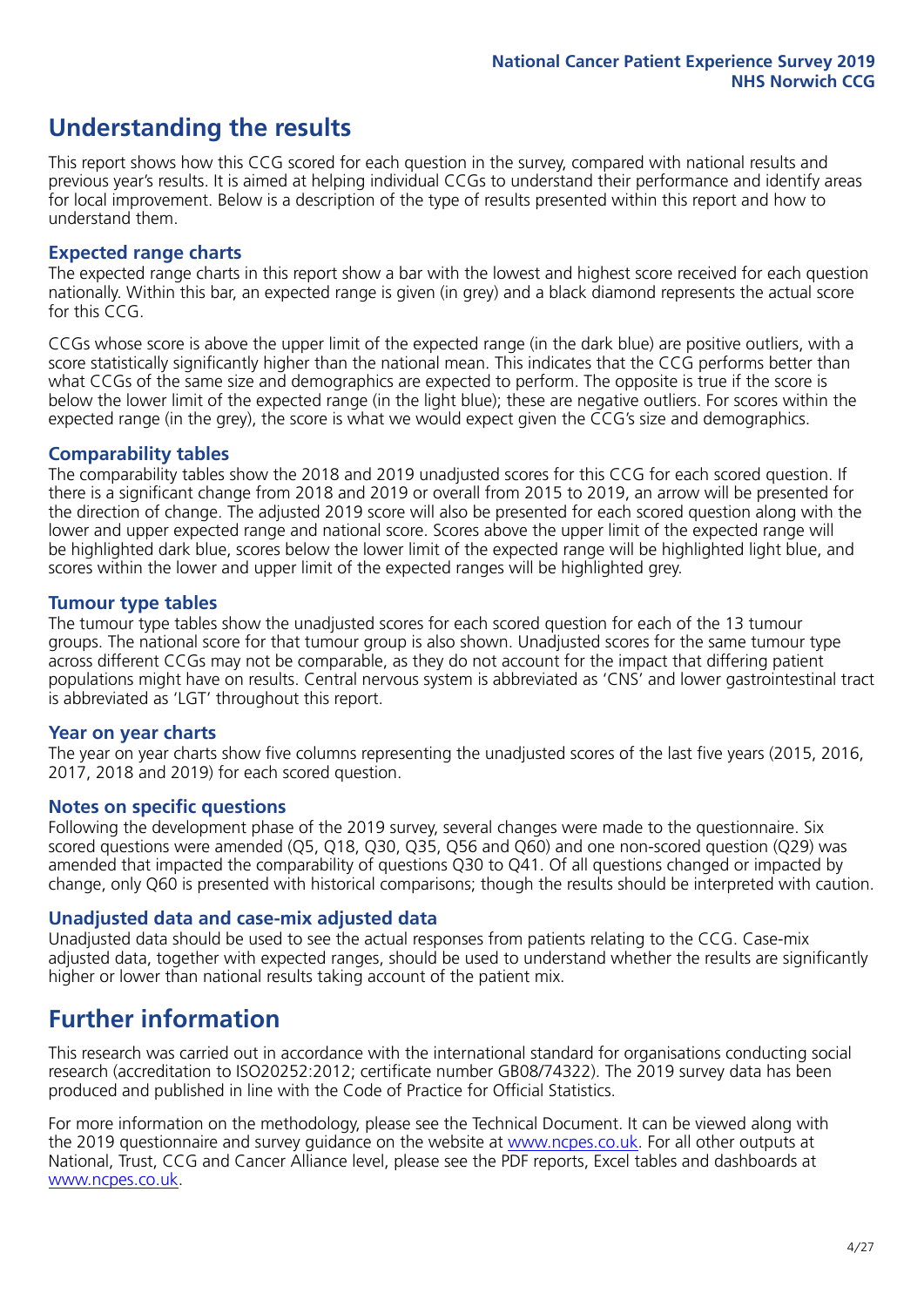# Understanding the results

This report shows how this CCG scored for each question in the survey, compared with national results and previous year's results. It is aimed at helping individual CCGs to understand their performance and identify areas for local improvement. Below is a description of the type of results presented within this report and how to understand them.

## Expected range charts

The expected range charts in this report show a bar with the lowest and highest score received for each question nationally. Within this bar, an expected range is given (in grey) and a black diamond represents the actual score for this CCG.

CCGs whose score is above the upper limit of the expected range (in the dark blue) are positive outliers, with a score statistically significantly higher than the national mean. This indicates that the CCG performs better than what CCGs of the same size and demographics are expected to perform. The opposite is true if the score is below the lower limit of the expected range (in the light blue); these are negative outliers. For scores within the expected range (in the grey), the score is what we would expect given the CCG's size and demographics.

## Comparability tables

The comparability tables show the 2018 and 2019 unadjusted scores for this CCG for each scored question. If there is a significant change from 2018 and 2019 or overall from 2015 to 2019, an arrow will be presented for the direction of change. The adjusted 2019 score will also be presented for each scored question along with the lower and upper expected range and national score. Scores above the upper limit of the expected range will be highlighted dark blue, scores below the lower limit of the expected range will be highlighted light blue, and scores within the lower and upper limit of the expected ranges will be highlighted grey.

## Tumour type tables

The tumour type tables show the unadjusted scores for each scored question for each of the 13 tumour groups. The national score for that tumour group is also shown. Unadjusted scores for the same tumour type across different CCGs may not be comparable, as they do not account for the impact that differing patient populations might have on results. Central nervous system is abbreviated as 'CNS' and lower gastrointestinal tract is abbreviated as 'LGT' throughout this report.

## Year on year charts

The year on year charts show five columns representing the unadjusted scores of the last five years (2015, 2016, 2017, 2018 and 2019) for each scored question.

## Notes on specific questions

Following the development phase of the 2019 survey, several changes were made to the questionnaire. Six scored questions were amended (Q5, Q18, Q30, Q35, Q56 and Q60) and one non-scored question (Q29) was amended that impacted the comparability of questions Q30 to Q41. Of all questions changed or impacted by change, only Q60 is presented with historical comparisons; though the results should be interpreted with caution.

## Unadjusted data and case-mix adjusted data

Unadjusted data should be used to see the actual responses from patients relating to the CCG. Case-mix adjusted data, together with expected ranges, should be used to understand whether the results are significantly higher or lower than national results taking account of the patient mix.

# Further information

This research was carried out in accordance with the international standard for organisations conducting social research (accreditation to ISO20252:2012; certificate number GB08/74322). The 2019 survey data has been produced and published in line with the Code of Practice for Official Statistics.

For more information on the methodology, please see the Technical Document. It can be viewed along with the 2019 questionnaire and survey guidance on the website at www.ncpes.co.uk. For all other outputs at National, Trust, CCG and Cancer Alliance level, please see the PDF reports, Excel tables and dashboards at www.ncpes.co.uk.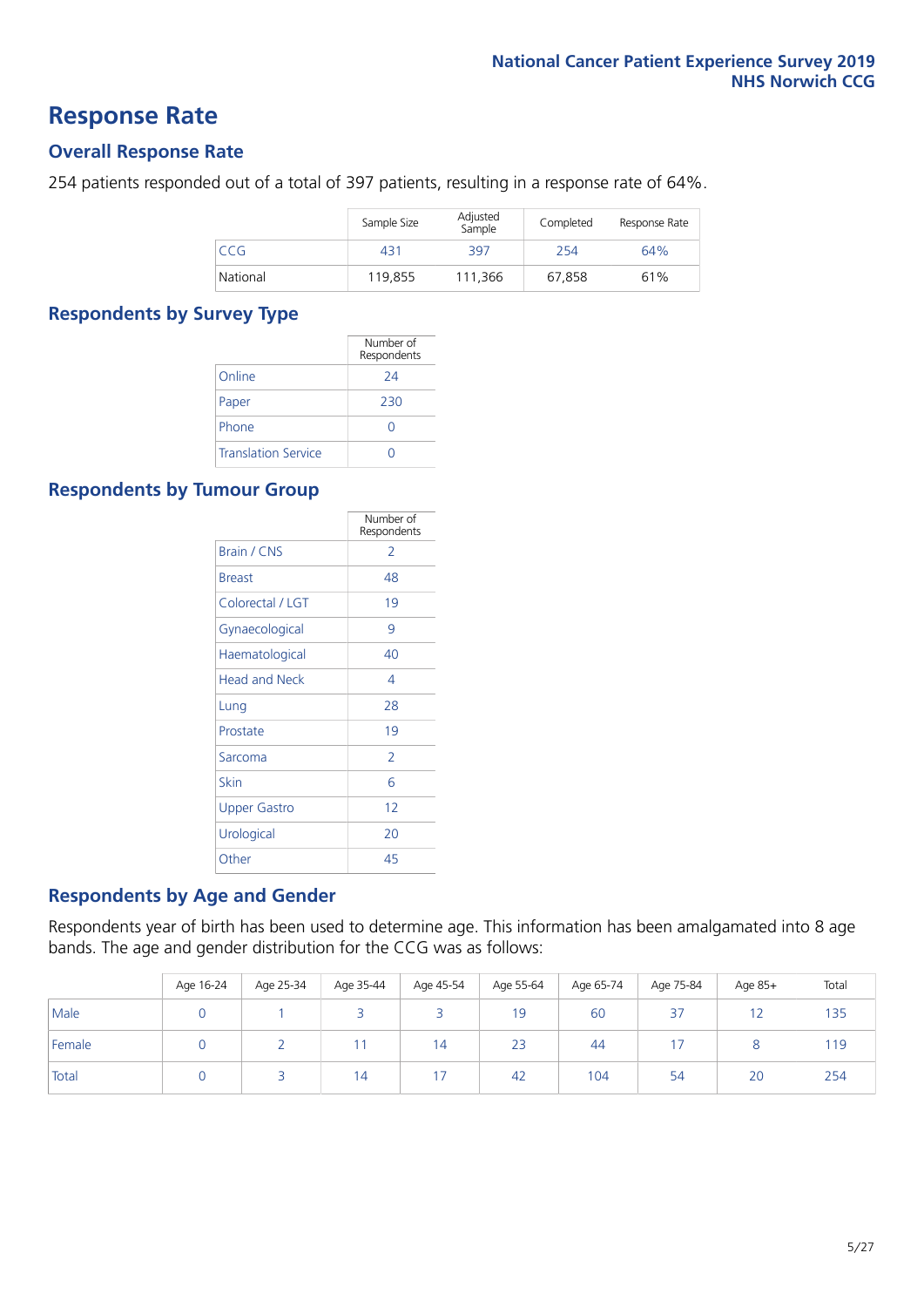# Response Rate

## Overall Response Rate

254 patients responded out of a total of 397 patients, resulting in a response rate of 64%.

| | Sample Size | Adjusted Sample | Completed | Response Rate |
|---|---|---|---|---|
| CCG | 431 | 397 | 254 | 64% |
| National | 119,855 | 111,366 | 67,858 | 61% |

## Respondents by Survey Type

| | Number of Respondents |
|---|---|
| Online | 24 |
| Paper | 230 |
| Phone | 0 |
| Translation Service | 0 |

## Respondents by Tumour Group

| | Number of Respondents |
|---|---|
| Brain / CNS | 2 |
| Breast | 48 |
| Colorectal / LGT | 19 |
| Gynaecological | 9 |
| Haematological | 40 |
| Head and Neck | 4 |
| Lung | 28 |
| Prostate | 19 |
| Sarcoma | 2 |
| Skin | 6 |
| Upper Gastro | 12 |
| Urological | 20 |
| Other | 45 |

## Respondents by Age and Gender

Respondents year of birth has been used to determine age. This information has been amalgamated into 8 age bands. The age and gender distribution for the CCG was as follows:

| | Age 16-24 | Age 25-34 | Age 35-44 | Age 45-54 | Age 55-64 | Age 65-74 | Age 75-84 | Age 85+ | Total |
|---|---|---|---|---|---|---|---|---|---|
| Male | 0 | 1 | 3 | 3 | 19 | 60 | 37 | 12 | 135 |
| Female | 0 | 2 | 11 | 14 | 23 | 44 | 17 | 8 | 119 |
| Total | 0 | 3 | 14 | 17 | 42 | 104 | 54 | 20 | 254 |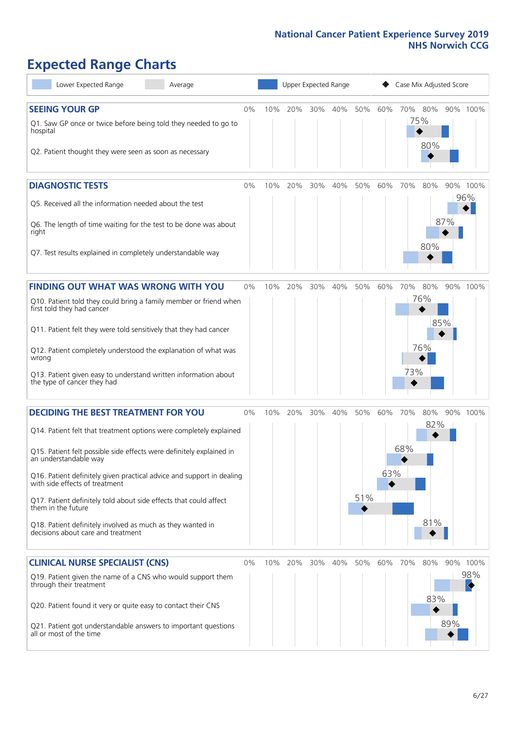# Expected Range Charts

Lower Expected Range | Average | Upper Expected Range | Case Mix Adjusted Score

## SEEING YOUR GP

| Question | Case Mix Adjusted Score |
|---|---|
| Q1. Saw GP once or twice before being told they needed to go to hospital | 75% |
| Q2. Patient thought they were seen as soon as necessary | 80% |

## DIAGNOSTIC TESTS

| Question | Case Mix Adjusted Score |
|---|---|
| Q5. Received all the information needed about the test | 96% |
| Q6. The length of time waiting for the test to be done was about right | 87% |
| Q7. Test results explained in completely understandable way | 80% |

## FINDING OUT WHAT WAS WRONG WITH YOU

| Question | Case Mix Adjusted Score |
|---|---|
| Q10. Patient told they could bring a family member or friend when first told they had cancer | 76% |
| Q11. Patient felt they were told sensitively that they had cancer | 85% |
| Q12. Patient completely understood the explanation of what was wrong | 76% |
| Q13. Patient given easy to understand written information about the type of cancer they had | 73% |

## DECIDING THE BEST TREATMENT FOR YOU

| Question | Case Mix Adjusted Score |
|---|---|
| Q14. Patient felt that treatment options were completely explained | 82% |
| Q15. Patient felt possible side effects were definitely explained in an understandable way | 68% |
| Q16. Patient definitely given practical advice and support in dealing with side effects of treatment | 63% |
| Q17. Patient definitely told about side effects that could affect them in the future | 51% |
| Q18. Patient definitely involved as much as they wanted in decisions about care and treatment | 81% |

## CLINICAL NURSE SPECIALIST (CNS)

| Question | Case Mix Adjusted Score |
|---|---|
| Q19. Patient given the name of a CNS who would support them through their treatment | 98% |
| Q20. Patient found it very or quite easy to contact their CNS | 83% |
| Q21. Patient got understandable answers to important questions all or most of the time | 89% |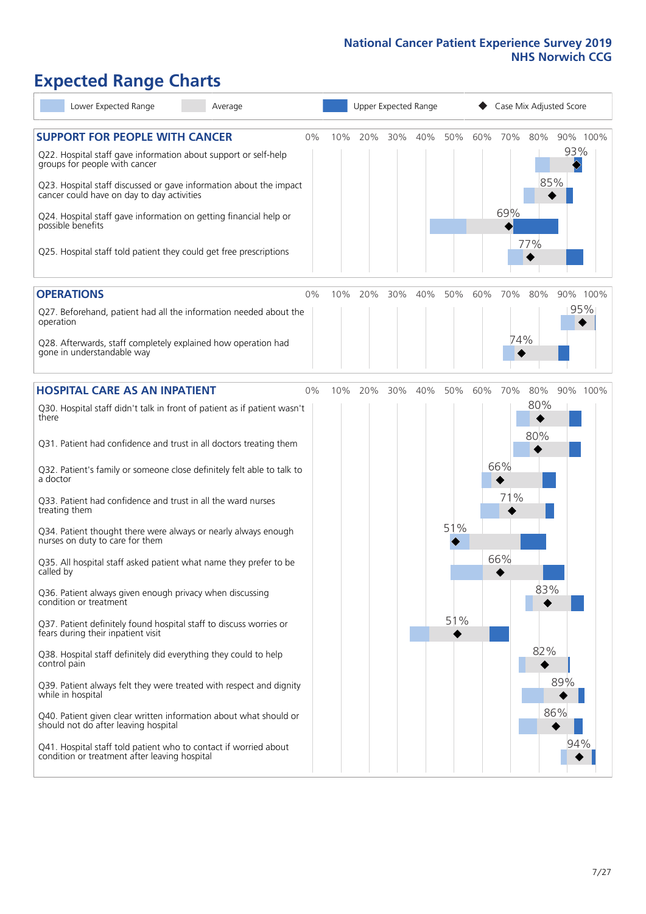# Expected Range Charts

Legend: Lower Expected Range | Average | Upper Expected Range | ◆ Case Mix Adjusted Score

## SUPPORT FOR PEOPLE WITH CANCER

| Question | Case Mix Adjusted Score |
|---|---|
| Q22. Hospital staff gave information about support or self-help groups for people with cancer | 93% |
| Q23. Hospital staff discussed or gave information about the impact cancer could have on day to day activities | 85% |
| Q24. Hospital staff gave information on getting financial help or possible benefits | 69% |
| Q25. Hospital staff told patient they could get free prescriptions | 77% |

## OPERATIONS

| Question | Case Mix Adjusted Score |
|---|---|
| Q27. Beforehand, patient had all the information needed about the operation | 95% |
| Q28. Afterwards, staff completely explained how operation had gone in understandable way | 74% |

## HOSPITAL CARE AS AN INPATIENT

| Question | Case Mix Adjusted Score |
|---|---|
| Q30. Hospital staff didn't talk in front of patient as if patient wasn't there | 80% |
| Q31. Patient had confidence and trust in all doctors treating them | 80% |
| Q32. Patient's family or someone close definitely felt able to talk to a doctor | 66% |
| Q33. Patient had confidence and trust in all the ward nurses treating them | 71% |
| Q34. Patient thought there were always or nearly always enough nurses on duty to care for them | 51% |
| Q35. All hospital staff asked patient what name they prefer to be called by | 66% |
| Q36. Patient always given enough privacy when discussing condition or treatment | 83% |
| Q37. Patient definitely found hospital staff to discuss worries or fears during their inpatient visit | 51% |
| Q38. Hospital staff definitely did everything they could to help control pain | 82% |
| Q39. Patient always felt they were treated with respect and dignity while in hospital | 89% |
| Q40. Patient given clear written information about what should or should not do after leaving hospital | 86% |
| Q41. Hospital staff told patient who to contact if worried about condition or treatment after leaving hospital | 94% |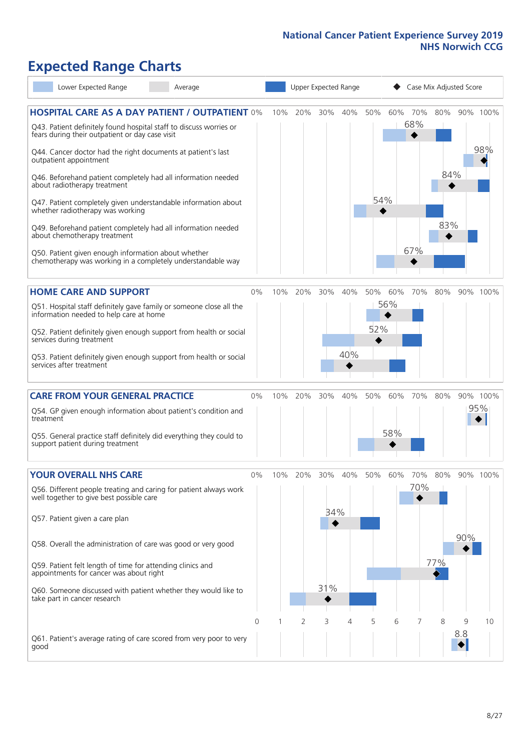National Cancer Patient Experience Survey 2019
NHS Norwich CCG

# Expected Range Charts

Lower Expected Range | Average | Upper Expected Range | Case Mix Adjusted Score

## HOSPITAL CARE AS A DAY PATIENT / OUTPATIENT

| Question | Case Mix Adjusted Score |
|---|---|
| Q43. Patient definitely found hospital staff to discuss worries or fears during their outpatient or day case visit | 68% |
| Q44. Cancer doctor had the right documents at patient's last outpatient appointment | 98% |
| Q46. Beforehand patient completely had all information needed about radiotherapy treatment | 84% |
| Q47. Patient completely given understandable information about whether radiotherapy treatment was working | 54% |
| Q49. Beforehand patient completely had all information needed about chemotherapy treatment | 83% |
| Q50. Patient given enough information about whether chemotherapy was working in a completely understandable way | 67% |

## HOME CARE AND SUPPORT

| Question | Case Mix Adjusted Score |
|---|---|
| Q51. Hospital staff definitely gave family or someone close all the information needed to help care at home | 56% |
| Q52. Patient definitely given enough support from health or social services during treatment | 52% |
| Q53. Patient definitely given enough support from health or social services after treatment | 40% |

## CARE FROM YOUR GENERAL PRACTICE

| Question | Case Mix Adjusted Score |
|---|---|
| Q54. GP given enough information about patient's condition and treatment | 95% |
| Q55. General practice staff definitely did everything they could to support patient during treatment | 58% |

## YOUR OVERALL NHS CARE

| Question | Case Mix Adjusted Score |
|---|---|
| Q56. Different people treating and caring for patient always work well together to give best possible care | 70% |
| Q57. Patient given a care plan | 34% |
| Q58. Overall the administration of care was good or very good | 90% |
| Q59. Patient felt length of time for attending clinics and appointments for cancer was about right | 77% |
| Q60. Someone discussed with patient whether they would like to take part in cancer research | 31% |
| Q61. Patient's average rating of care scored from very poor to very good | 8.8 |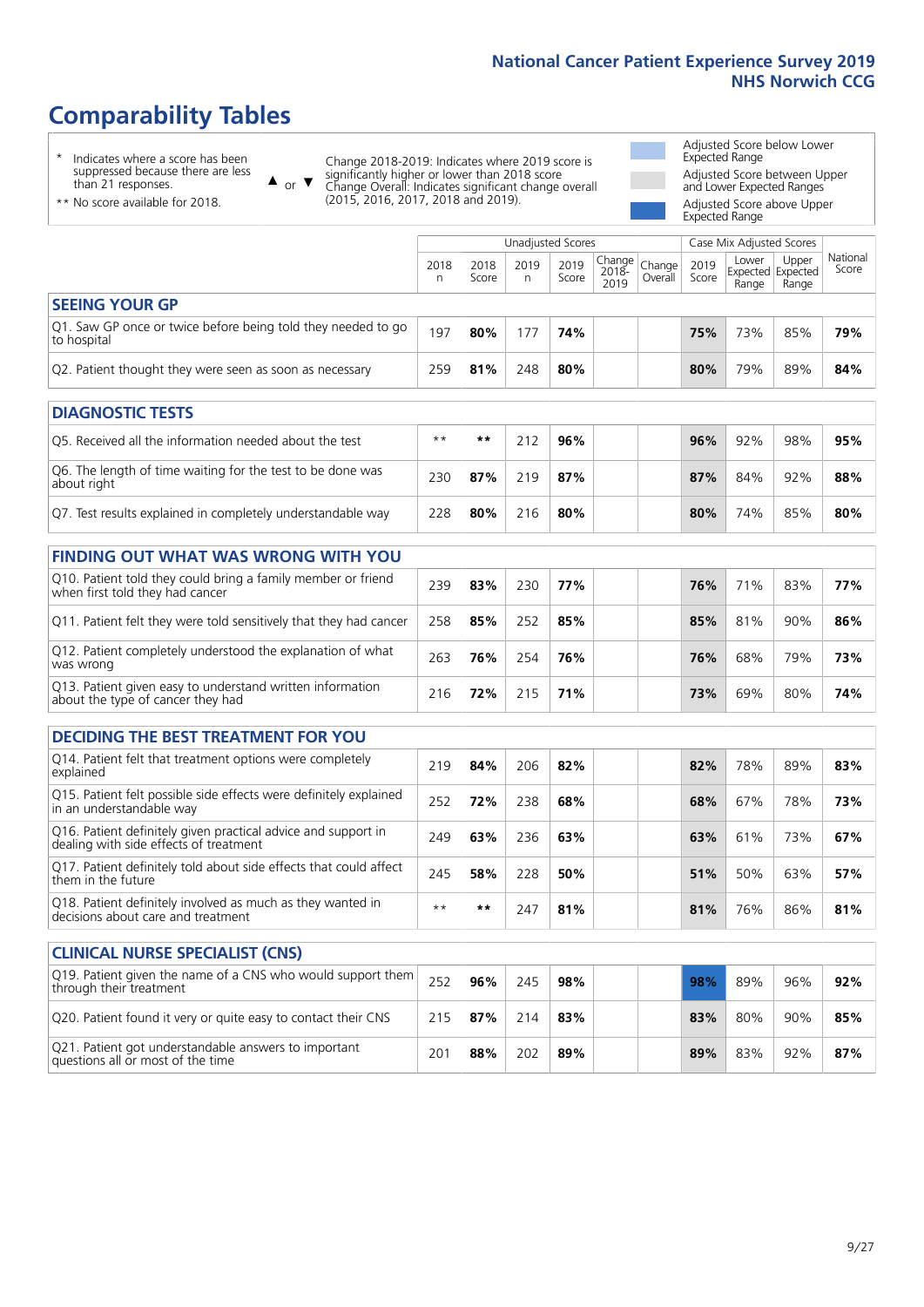# Comparability Tables

- \* Indicates where a score has been suppressed because there are less than 21 responses.
- \*\* No score available for 2018.

▲ or ▼ Change 2018-2019: Indicates where 2019 score is significantly higher or lower than 2018 score. Change Overall: Indicates significant change overall (2015, 2016, 2017, 2018 and 2019).

- Adjusted Score below Lower Expected Range
- Adjusted Score between Upper and Lower Expected Ranges
- Adjusted Score above Upper Expected Range

| | Unadjusted Scores | | | | | | Case Mix Adjusted Scores | | | |
|---|---|---|---|---|---|---|---|---|---|---|
| | 2018 n | 2018 Score | 2019 n | 2019 Score | Change 2018-2019 | Change Overall | 2019 Score | Lower Expected Range | Upper Expected Range | National Score |
| **SEEING YOUR GP** | | | | | | | | | | |
| Q1. Saw GP once or twice before being told they needed to go to hospital | 197 | **80%** | 177 | **74%** | | | **75%** | 73% | 85% | **79%** |
| Q2. Patient thought they were seen as soon as necessary | 259 | **81%** | 248 | **80%** | | | **80%** | 79% | 89% | **84%** |
| **DIAGNOSTIC TESTS** | | | | | | | | | | |
| Q5. Received all the information needed about the test | ** | ** | 212 | **96%** | | | **96%** | 92% | 98% | **95%** |
| Q6. The length of time waiting for the test to be done was about right | 230 | **87%** | 219 | **87%** | | | **87%** | 84% | 92% | **88%** |
| Q7. Test results explained in completely understandable way | 228 | **80%** | 216 | **80%** | | | **80%** | 74% | 85% | **80%** |
| **FINDING OUT WHAT WAS WRONG WITH YOU** | | | | | | | | | | |
| Q10. Patient told they could bring a family member or friend when first told they had cancer | 239 | **83%** | 230 | **77%** | | | **76%** | 71% | 83% | **77%** |
| Q11. Patient felt they were told sensitively that they had cancer | 258 | **85%** | 252 | **85%** | | | **85%** | 81% | 90% | **86%** |
| Q12. Patient completely understood the explanation of what was wrong | 263 | **76%** | 254 | **76%** | | | **76%** | 68% | 79% | **73%** |
| Q13. Patient given easy to understand written information about the type of cancer they had | 216 | **72%** | 215 | **71%** | | | **73%** | 69% | 80% | **74%** |
| **DECIDING THE BEST TREATMENT FOR YOU** | | | | | | | | | | |
| Q14. Patient felt that treatment options were completely explained | 219 | **84%** | 206 | **82%** | | | **82%** | 78% | 89% | **83%** |
| Q15. Patient felt possible side effects were definitely explained in an understandable way | 252 | **72%** | 238 | **68%** | | | **68%** | 67% | 78% | **73%** |
| Q16. Patient definitely given practical advice and support in dealing with side effects of treatment | 249 | **63%** | 236 | **63%** | | | **63%** | 61% | 73% | **67%** |
| Q17. Patient definitely told about side effects that could affect them in the future | 245 | **58%** | 228 | **50%** | | | **51%** | 50% | 63% | **57%** |
| Q18. Patient definitely involved as much as they wanted in decisions about care and treatment | ** | ** | 247 | **81%** | | | **81%** | 76% | 86% | **81%** |
| **CLINICAL NURSE SPECIALIST (CNS)** | | | | | | | | | | |
| Q19. Patient given the name of a CNS who would support them through their treatment | 252 | **96%** | 245 | **98%** | | | **98%** | 89% | 96% | **92%** |
| Q20. Patient found it very or quite easy to contact their CNS | 215 | **87%** | 214 | **83%** | | | **83%** | 80% | 90% | **85%** |
| Q21. Patient got understandable answers to important questions all or most of the time | 201 | **88%** | 202 | **89%** | | | **89%** | 83% | 92% | **87%** |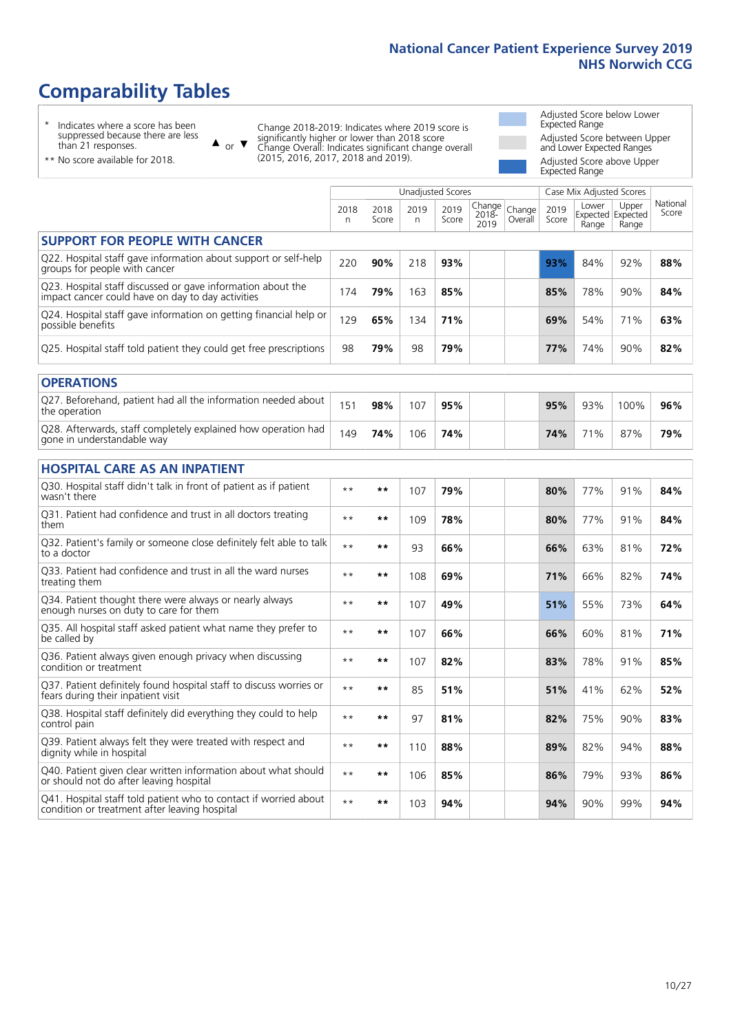# Comparability Tables

\* Indicates where a score has been suppressed because there are less than 21 responses.

\*\* No score available for 2018.

▲ or ▼ Change 2018-2019: Indicates where 2019 score is significantly higher or lower than 2018 score. Change Overall: Indicates significant change overall (2015, 2016, 2017, 2018 and 2019).

Adjusted Score below Lower Expected Range

Adjusted Score between Upper and Lower Expected Ranges

Adjusted Score above Upper Expected Range

| | Unadjusted Scores | | | | | | Case Mix Adjusted Scores | | | |
|---|---|---|---|---|---|---|---|---|---|---|
| | 2018 n | 2018 Score | 2019 n | 2019 Score | Change 2018-2019 | Change Overall | 2019 Score | Lower Expected Range | Upper Expected Range | National Score |
| **SUPPORT FOR PEOPLE WITH CANCER** | | | | | | | | | | |
| Q22. Hospital staff gave information about support or self-help groups for people with cancer | 220 | **90%** | 218 | **93%** | | | **93%** | 84% | 92% | **88%** |
| Q23. Hospital staff discussed or gave information about the impact cancer could have on day to day activities | 174 | **79%** | 163 | **85%** | | | **85%** | 78% | 90% | **84%** |
| Q24. Hospital staff gave information on getting financial help or possible benefits | 129 | **65%** | 134 | **71%** | | | **69%** | 54% | 71% | **63%** |
| Q25. Hospital staff told patient they could get free prescriptions | 98 | **79%** | 98 | **79%** | | | **77%** | 74% | 90% | **82%** |
| **OPERATIONS** | | | | | | | | | | |
| Q27. Beforehand, patient had all the information needed about the operation | 151 | **98%** | 107 | **95%** | | | **95%** | 93% | 100% | **96%** |
| Q28. Afterwards, staff completely explained how operation had gone in understandable way | 149 | **74%** | 106 | **74%** | | | **74%** | 71% | 87% | **79%** |
| **HOSPITAL CARE AS AN INPATIENT** | | | | | | | | | | |
| Q30. Hospital staff didn't talk in front of patient as if patient wasn't there | \*\* | **\*\*** | 107 | **79%** | | | **80%** | 77% | 91% | **84%** |
| Q31. Patient had confidence and trust in all doctors treating them | \*\* | **\*\*** | 109 | **78%** | | | **80%** | 77% | 91% | **84%** |
| Q32. Patient's family or someone close definitely felt able to talk to a doctor | \*\* | **\*\*** | 93 | **66%** | | | **66%** | 63% | 81% | **72%** |
| Q33. Patient had confidence and trust in all the ward nurses treating them | \*\* | **\*\*** | 108 | **69%** | | | **71%** | 66% | 82% | **74%** |
| Q34. Patient thought there were always or nearly always enough nurses on duty to care for them | \*\* | **\*\*** | 107 | **49%** | | | **51%** | 55% | 73% | **64%** |
| Q35. All hospital staff asked patient what name they prefer to be called by | \*\* | **\*\*** | 107 | **66%** | | | **66%** | 60% | 81% | **71%** |
| Q36. Patient always given enough privacy when discussing condition or treatment | \*\* | **\*\*** | 107 | **82%** | | | **83%** | 78% | 91% | **85%** |
| Q37. Patient definitely found hospital staff to discuss worries or fears during their inpatient visit | \*\* | **\*\*** | 85 | **51%** | | | **51%** | 41% | 62% | **52%** |
| Q38. Hospital staff definitely did everything they could to help control pain | \*\* | **\*\*** | 97 | **81%** | | | **82%** | 75% | 90% | **83%** |
| Q39. Patient always felt they were treated with respect and dignity while in hospital | \*\* | **\*\*** | 110 | **88%** | | | **89%** | 82% | 94% | **88%** |
| Q40. Patient given clear written information about what should or should not do after leaving hospital | \*\* | **\*\*** | 106 | **85%** | | | **86%** | 79% | 93% | **86%** |
| Q41. Hospital staff told patient who to contact if worried about condition or treatment after leaving hospital | \*\* | **\*\*** | 103 | **94%** | | | **94%** | 90% | 99% | **94%** |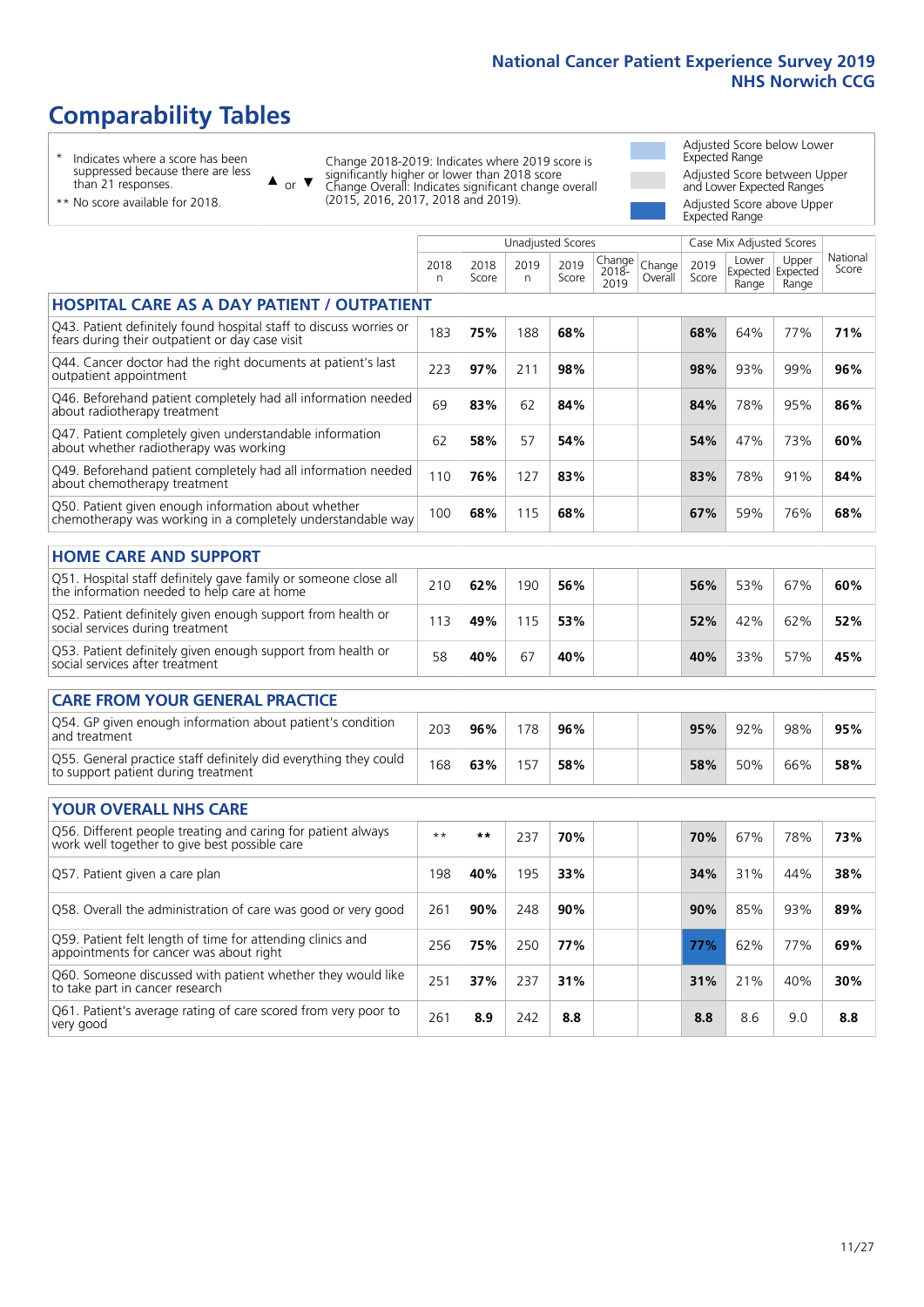# Comparability Tables

\* Indicates where a score has been suppressed because there are less than 21 responses.

\*\* No score available for 2018.

▲ or ▼ Change 2018-2019: Indicates where 2019 score is significantly higher or lower than 2018 score Change Overall: Indicates significant change overall (2015, 2016, 2017, 2018 and 2019).

- Adjusted Score below Lower Expected Range
- Adjusted Score between Upper and Lower Expected Ranges
- Adjusted Score above Upper Expected Range

| | Unadjusted Scores | | | | | | Case Mix Adjusted Scores | | | |
|---|---|---|---|---|---|---|---|---|---|---|
| | 2018 n | 2018 Score | 2019 n | 2019 Score | Change 2018-2019 | Change Overall | 2019 Score | Lower Expected Range | Upper Expected Range | National Score |
| **HOSPITAL CARE AS A DAY PATIENT / OUTPATIENT** | | | | | | | | | | |
| Q43. Patient definitely found hospital staff to discuss worries or fears during their outpatient or day case visit | 183 | **75%** | 188 | **68%** | | | **68%** | 64% | 77% | **71%** |
| Q44. Cancer doctor had the right documents at patient's last outpatient appointment | 223 | **97%** | 211 | **98%** | | | **98%** | 93% | 99% | **96%** |
| Q46. Beforehand patient completely had all information needed about radiotherapy treatment | 69 | **83%** | 62 | **84%** | | | **84%** | 78% | 95% | **86%** |
| Q47. Patient completely given understandable information about whether radiotherapy was working | 62 | **58%** | 57 | **54%** | | | **54%** | 47% | 73% | **60%** |
| Q49. Beforehand patient completely had all information needed about chemotherapy treatment | 110 | **76%** | 127 | **83%** | | | **83%** | 78% | 91% | **84%** |
| Q50. Patient given enough information about whether chemotherapy was working in a completely understandable way | 100 | **68%** | 115 | **68%** | | | **67%** | 59% | 76% | **68%** |
| **HOME CARE AND SUPPORT** | | | | | | | | | | |
| Q51. Hospital staff definitely gave family or someone close all the information needed to help care at home | 210 | **62%** | 190 | **56%** | | | **56%** | 53% | 67% | **60%** |
| Q52. Patient definitely given enough support from health or social services during treatment | 113 | **49%** | 115 | **53%** | | | **52%** | 42% | 62% | **52%** |
| Q53. Patient definitely given enough support from health or social services after treatment | 58 | **40%** | 67 | **40%** | | | **40%** | 33% | 57% | **45%** |
| **CARE FROM YOUR GENERAL PRACTICE** | | | | | | | | | | |
| Q54. GP given enough information about patient's condition and treatment | 203 | **96%** | 178 | **96%** | | | **95%** | 92% | 98% | **95%** |
| Q55. General practice staff definitely did everything they could to support patient during treatment | 168 | **63%** | 157 | **58%** | | | **58%** | 50% | 66% | **58%** |
| **YOUR OVERALL NHS CARE** | | | | | | | | | | |
| Q56. Different people treating and caring for patient always work well together to give best possible care | ** | ** | 237 | **70%** | | | **70%** | 67% | 78% | **73%** |
| Q57. Patient given a care plan | 198 | **40%** | 195 | **33%** | | | **34%** | 31% | 44% | **38%** |
| Q58. Overall the administration of care was good or very good | 261 | **90%** | 248 | **90%** | | | **90%** | 85% | 93% | **89%** |
| Q59. Patient felt length of time for attending clinics and appointments for cancer was about right | 256 | **75%** | 250 | **77%** | | | **77%** | 62% | 77% | **69%** |
| Q60. Someone discussed with patient whether they would like to take part in cancer research | 251 | **37%** | 237 | **31%** | | | **31%** | 21% | 40% | **30%** |
| Q61. Patient's average rating of care scored from very poor to very good | 261 | **8.9** | 242 | **8.8** | | | **8.8** | 8.6 | 9.0 | **8.8** |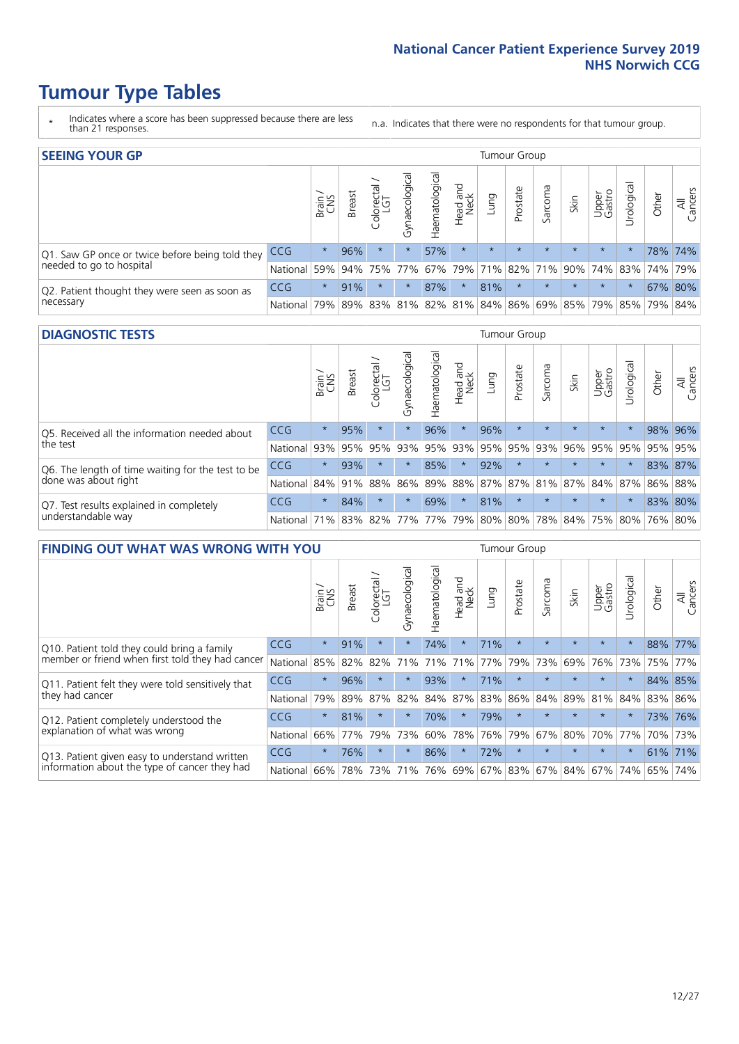# Tumour Type Tables

\* Indicates where a score has been suppressed because there are less than 21 responses.

n.a. Indicates that there were no respondents for that tumour group.

## SEEING YOUR GP

| | | Brain / CNS | Breast | Colorectal / LGT | Gynaecological | Haematological | Head and Neck | Lung | Prostate | Sarcoma | Skin | Upper Gastro | Urological | Other | All Cancers |
|---|---|---|---|---|---|---|---|---|---|---|---|---|---|---|---|
| Q1. Saw GP once or twice before being told they needed to go to hospital | CCG | * | 96% | * | * | 57% | * | * | * | * | * | * | * | 78% | 74% |
| | National | 59% | 94% | 75% | 77% | 67% | 79% | 71% | 82% | 71% | 90% | 74% | 83% | 74% | 79% |
| Q2. Patient thought they were seen as soon as necessary | CCG | * | 91% | * | * | 87% | * | 81% | * | * | * | * | * | 67% | 80% |
| | National | 79% | 89% | 83% | 81% | 82% | 81% | 84% | 86% | 69% | 85% | 79% | 85% | 79% | 84% |

## DIAGNOSTIC TESTS

| | | Brain / CNS | Breast | Colorectal / LGT | Gynaecological | Haematological | Head and Neck | Lung | Prostate | Sarcoma | Skin | Upper Gastro | Urological | Other | All Cancers |
|---|---|---|---|---|---|---|---|---|---|---|---|---|---|---|---|
| Q5. Received all the information needed about the test | CCG | * | 95% | * | * | 96% | * | 96% | * | * | * | * | * | 98% | 96% |
| | National | 93% | 95% | 95% | 93% | 95% | 93% | 95% | 95% | 93% | 96% | 95% | 95% | 95% | 95% |
| Q6. The length of time waiting for the test to be done was about right | CCG | * | 93% | * | * | 85% | * | 92% | * | * | * | * | * | 83% | 87% |
| | National | 84% | 91% | 88% | 86% | 89% | 88% | 87% | 87% | 81% | 87% | 84% | 87% | 86% | 88% |
| Q7. Test results explained in completely understandable way | CCG | * | 84% | * | * | 69% | * | 81% | * | * | * | * | * | 83% | 80% |
| | National | 71% | 83% | 82% | 77% | 77% | 79% | 80% | 80% | 78% | 84% | 75% | 80% | 76% | 80% |

## FINDING OUT WHAT WAS WRONG WITH YOU

| | | Brain / CNS | Breast | Colorectal / LGT | Gynaecological | Haematological | Head and Neck | Lung | Prostate | Sarcoma | Skin | Upper Gastro | Urological | Other | All Cancers |
|---|---|---|---|---|---|---|---|---|---|---|---|---|---|---|---|
| Q10. Patient told they could bring a family member or friend when first told they had cancer | CCG | * | 91% | * | * | 74% | * | 71% | * | * | * | * | * | 88% | 77% |
| | National | 85% | 82% | 82% | 71% | 71% | 71% | 77% | 79% | 73% | 69% | 76% | 73% | 75% | 77% |
| Q11. Patient felt they were told sensitively that they had cancer | CCG | * | 96% | * | * | 93% | * | 71% | * | * | * | * | * | 84% | 85% |
| | National | 79% | 89% | 87% | 82% | 84% | 87% | 83% | 86% | 84% | 89% | 81% | 84% | 83% | 86% |
| Q12. Patient completely understood the explanation of what was wrong | CCG | * | 81% | * | * | 70% | * | 79% | * | * | * | * | * | 73% | 76% |
| | National | 66% | 77% | 79% | 73% | 60% | 78% | 76% | 79% | 67% | 80% | 70% | 77% | 70% | 73% |
| Q13. Patient given easy to understand written information about the type of cancer they had | CCG | * | 76% | * | * | 86% | * | 72% | * | * | * | * | * | 61% | 71% |
| | National | 66% | 78% | 73% | 71% | 76% | 69% | 67% | 83% | 67% | 84% | 67% | 74% | 65% | 74% |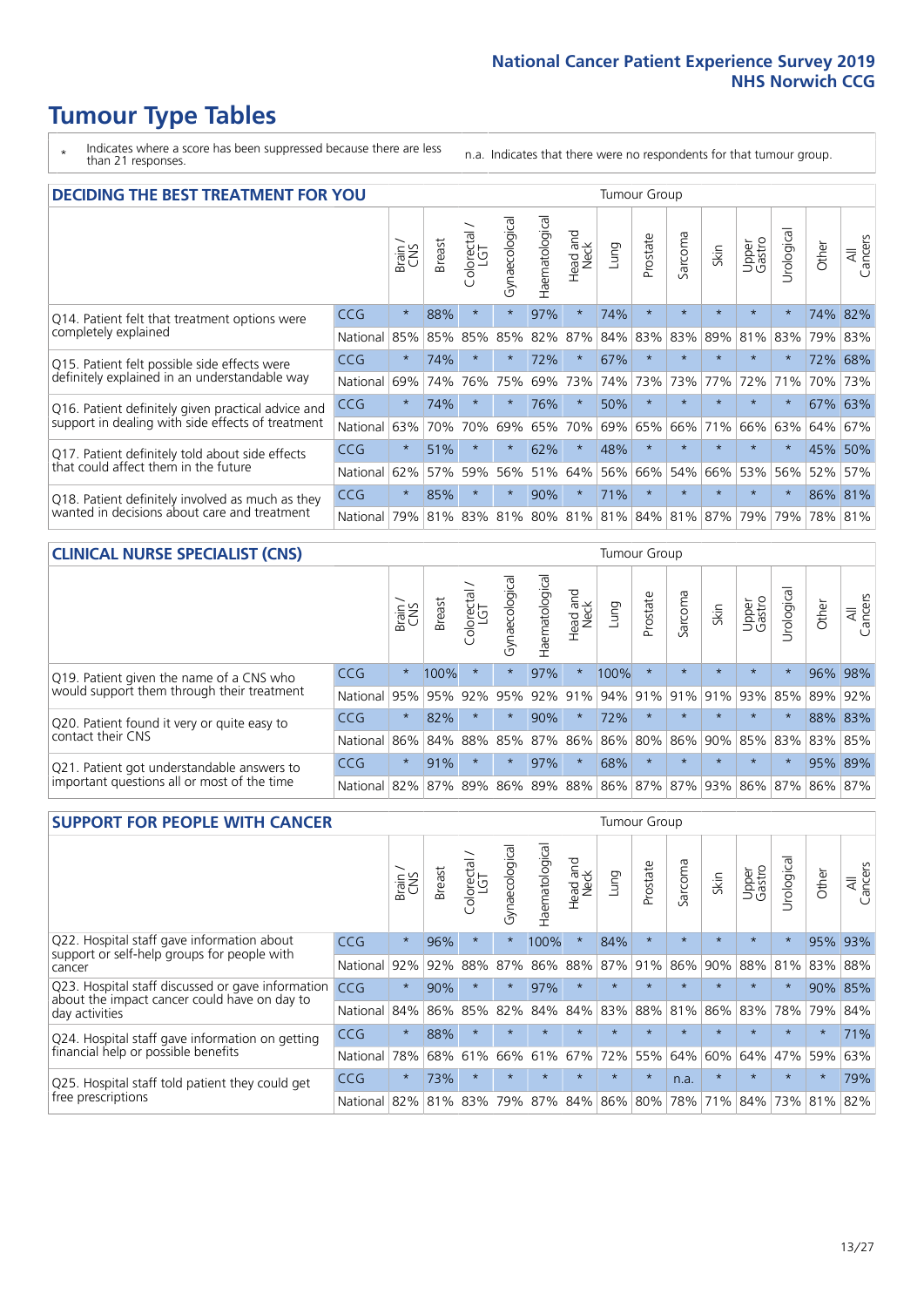# Tumour Type Tables

\* Indicates where a score has been suppressed because there are less than 21 responses.

n.a. Indicates that there were no respondents for that tumour group.

## DECIDING THE BEST TREATMENT FOR YOU

| | | Brain / CNS | Breast | Colorectal / LGT | Gynaecological | Haematological | Head and Neck | Lung | Prostate | Sarcoma | Skin | Upper Gastro | Urological | Other | All Cancers |
|---|---|---|---|---|---|---|---|---|---|---|---|---|---|---|---|
| Q14. Patient felt that treatment options were completely explained | CCG | * | 88% | * | * | 97% | * | 74% | * | * | * | * | * | 74% | 82% |
| | National | 85% | 85% | 85% | 85% | 82% | 87% | 84% | 83% | 83% | 89% | 81% | 83% | 79% | 83% |
| Q15. Patient felt possible side effects were definitely explained in an understandable way | CCG | * | 74% | * | * | 72% | * | 67% | * | * | * | * | * | 72% | 68% |
| | National | 69% | 74% | 76% | 75% | 69% | 73% | 74% | 73% | 73% | 77% | 72% | 71% | 70% | 73% |
| Q16. Patient definitely given practical advice and support in dealing with side effects of treatment | CCG | * | 74% | * | * | 76% | * | 50% | * | * | * | * | * | 67% | 63% |
| | National | 63% | 70% | 70% | 69% | 65% | 70% | 69% | 65% | 66% | 71% | 66% | 63% | 64% | 67% |
| Q17. Patient definitely told about side effects that could affect them in the future | CCG | * | 51% | * | * | 62% | * | 48% | * | * | * | * | * | 45% | 50% |
| | National | 62% | 57% | 59% | 56% | 51% | 64% | 56% | 66% | 54% | 66% | 53% | 56% | 52% | 57% |
| Q18. Patient definitely involved as much as they wanted in decisions about care and treatment | CCG | * | 85% | * | * | 90% | * | 71% | * | * | * | * | * | 86% | 81% |
| | National | 79% | 81% | 83% | 81% | 80% | 81% | 81% | 84% | 81% | 87% | 79% | 79% | 78% | 81% |

## CLINICAL NURSE SPECIALIST (CNS)

| | | Brain / CNS | Breast | Colorectal / LGT | Gynaecological | Haematological | Head and Neck | Lung | Prostate | Sarcoma | Skin | Upper Gastro | Urological | Other | All Cancers |
|---|---|---|---|---|---|---|---|---|---|---|---|---|---|---|---|
| Q19. Patient given the name of a CNS who would support them through their treatment | CCG | * | 100% | * | * | 97% | * | 100% | * | * | * | * | * | 96% | 98% |
| | National | 95% | 95% | 92% | 95% | 92% | 91% | 94% | 91% | 91% | 91% | 93% | 85% | 89% | 92% |
| Q20. Patient found it very or quite easy to contact their CNS | CCG | * | 82% | * | * | 90% | * | 72% | * | * | * | * | * | 88% | 83% |
| | National | 86% | 84% | 88% | 85% | 87% | 86% | 86% | 80% | 86% | 90% | 85% | 83% | 83% | 85% |
| Q21. Patient got understandable answers to important questions all or most of the time | CCG | * | 91% | * | * | 97% | * | 68% | * | * | * | * | * | 95% | 89% |
| | National | 82% | 87% | 89% | 86% | 89% | 88% | 86% | 87% | 87% | 93% | 86% | 87% | 86% | 87% |

## SUPPORT FOR PEOPLE WITH CANCER

| | | Brain / CNS | Breast | Colorectal / LGT | Gynaecological | Haematological | Head and Neck | Lung | Prostate | Sarcoma | Skin | Upper Gastro | Urological | Other | All Cancers |
|---|---|---|---|---|---|---|---|---|---|---|---|---|---|---|---|
| Q22. Hospital staff gave information about support or self-help groups for people with cancer | CCG | * | 96% | * | * | 100% | * | 84% | * | * | * | * | * | 95% | 93% |
| | National | 92% | 92% | 88% | 87% | 86% | 88% | 87% | 91% | 86% | 90% | 88% | 81% | 83% | 88% |
| Q23. Hospital staff discussed or gave information about the impact cancer could have on day to day activities | CCG | * | 90% | * | * | 97% | * | * | * | * | * | * | * | 90% | 85% |
| | National | 84% | 86% | 85% | 82% | 84% | 84% | 83% | 88% | 81% | 86% | 83% | 78% | 79% | 84% |
| Q24. Hospital staff gave information on getting financial help or possible benefits | CCG | * | 88% | * | * | * | * | * | * | * | * | * | * | * | 71% |
| | National | 78% | 68% | 61% | 66% | 61% | 67% | 72% | 55% | 64% | 60% | 64% | 47% | 59% | 63% |
| Q25. Hospital staff told patient they could get free prescriptions | CCG | * | 73% | * | * | * | * | * | * | n.a. | * | * | * | * | 79% |
| | National | 82% | 81% | 83% | 79% | 87% | 84% | 86% | 80% | 78% | 71% | 84% | 73% | 81% | 82% |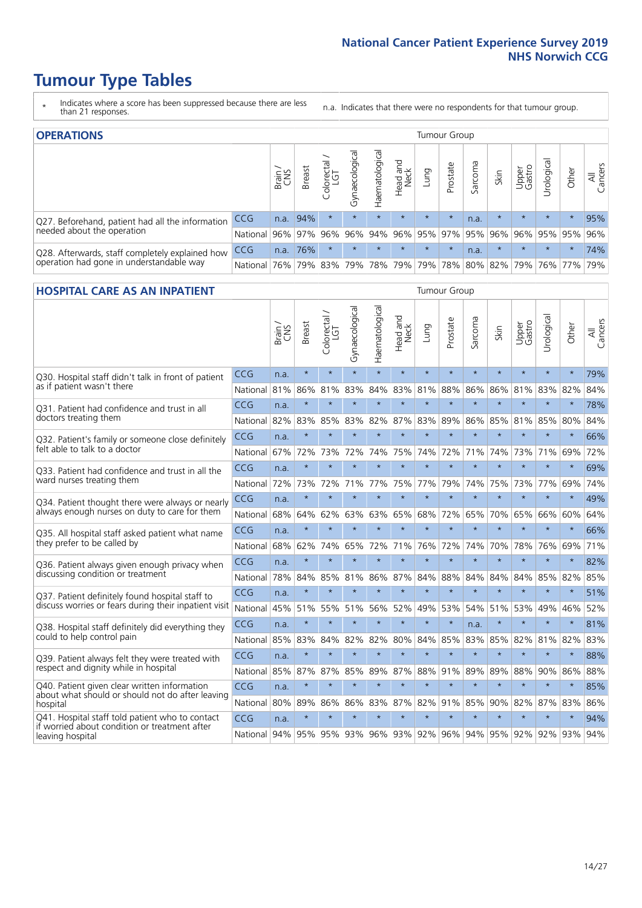# Tumour Type Tables

\* Indicates where a score has been suppressed because there are less than 21 responses.

n.a. Indicates that there were no respondents for that tumour group.

## OPERATIONS

| | | Brain / CNS | Breast | Colorectal / LGT | Gynaecological | Haematological | Head and Neck | Lung | Prostate | Sarcoma | Skin | Upper Gastro | Urological | Other | All Cancers |
|---|---|---|---|---|---|---|---|---|---|---|---|---|---|---|---|
| Q27. Beforehand, patient had all the information needed about the operation | CCG | n.a. | 94% | * | * | * | * | * | * | n.a. | * | * | * | * | 95% |
| | National | 96% | 97% | 96% | 96% | 94% | 96% | 95% | 97% | 95% | 96% | 96% | 95% | 95% | 96% |
| Q28. Afterwards, staff completely explained how operation had gone in understandable way | CCG | n.a. | 76% | * | * | * | * | * | * | n.a. | * | * | * | * | 74% |
| | National | 76% | 79% | 83% | 79% | 78% | 79% | 79% | 78% | 80% | 82% | 79% | 76% | 77% | 79% |

## HOSPITAL CARE AS AN INPATIENT

| | | Brain / CNS | Breast | Colorectal / LGT | Gynaecological | Haematological | Head and Neck | Lung | Prostate | Sarcoma | Skin | Upper Gastro | Urological | Other | All Cancers |
|---|---|---|---|---|---|---|---|---|---|---|---|---|---|---|---|
| Q30. Hospital staff didn't talk in front of patient as if patient wasn't there | CCG | n.a. | * | * | * | * | * | * | * | * | * | * | * | * | 79% |
| | National | 81% | 86% | 81% | 83% | 84% | 83% | 81% | 88% | 86% | 86% | 81% | 83% | 82% | 84% |
| Q31. Patient had confidence and trust in all doctors treating them | CCG | n.a. | * | * | * | * | * | * | * | * | * | * | * | * | 78% |
| | National | 82% | 83% | 85% | 83% | 82% | 87% | 83% | 89% | 86% | 85% | 81% | 85% | 80% | 84% |
| Q32. Patient's family or someone close definitely felt able to talk to a doctor | CCG | n.a. | * | * | * | * | * | * | * | * | * | * | * | * | 66% |
| | National | 67% | 72% | 73% | 72% | 74% | 75% | 74% | 72% | 71% | 74% | 73% | 71% | 69% | 72% |
| Q33. Patient had confidence and trust in all the ward nurses treating them | CCG | n.a. | * | * | * | * | * | * | * | * | * | * | * | * | 69% |
| | National | 72% | 73% | 72% | 71% | 77% | 75% | 77% | 79% | 74% | 75% | 73% | 77% | 69% | 74% |
| Q34. Patient thought there were always or nearly always enough nurses on duty to care for them | CCG | n.a. | * | * | * | * | * | * | * | * | * | * | * | * | 49% |
| | National | 68% | 64% | 62% | 63% | 63% | 65% | 68% | 72% | 65% | 70% | 65% | 66% | 60% | 64% |
| Q35. All hospital staff asked patient what name they prefer to be called by | CCG | n.a. | * | * | * | * | * | * | * | * | * | * | * | * | 66% |
| | National | 68% | 62% | 74% | 65% | 72% | 71% | 76% | 72% | 74% | 70% | 78% | 76% | 69% | 71% |
| Q36. Patient always given enough privacy when discussing condition or treatment | CCG | n.a. | * | * | * | * | * | * | * | * | * | * | * | * | 82% |
| | National | 78% | 84% | 85% | 81% | 86% | 87% | 84% | 88% | 84% | 84% | 84% | 85% | 82% | 85% |
| Q37. Patient definitely found hospital staff to discuss worries or fears during their inpatient visit | CCG | n.a. | * | * | * | * | * | * | * | * | * | * | * | * | 51% |
| | National | 45% | 51% | 55% | 51% | 56% | 52% | 49% | 53% | 54% | 51% | 53% | 49% | 46% | 52% |
| Q38. Hospital staff definitely did everything they could to help control pain | CCG | n.a. | * | * | * | * | * | * | * | n.a. | * | * | * | * | 81% |
| | National | 85% | 83% | 84% | 82% | 82% | 80% | 84% | 85% | 83% | 85% | 82% | 81% | 82% | 83% |
| Q39. Patient always felt they were treated with respect and dignity while in hospital | CCG | n.a. | * | * | * | * | * | * | * | * | * | * | * | * | 88% |
| | National | 85% | 87% | 87% | 85% | 89% | 87% | 88% | 91% | 89% | 89% | 88% | 90% | 86% | 88% |
| Q40. Patient given clear written information about what should or should not do after leaving hospital | CCG | n.a. | * | * | * | * | * | * | * | * | * | * | * | * | 85% |
| | National | 80% | 89% | 86% | 86% | 83% | 87% | 82% | 91% | 85% | 90% | 82% | 87% | 83% | 86% |
| Q41. Hospital staff told patient who to contact if worried about condition or treatment after leaving hospital | CCG | n.a. | * | * | * | * | * | * | * | * | * | * | * | * | 94% |
| | National | 94% | 95% | 95% | 93% | 96% | 93% | 92% | 96% | 94% | 95% | 92% | 92% | 93% | 94% |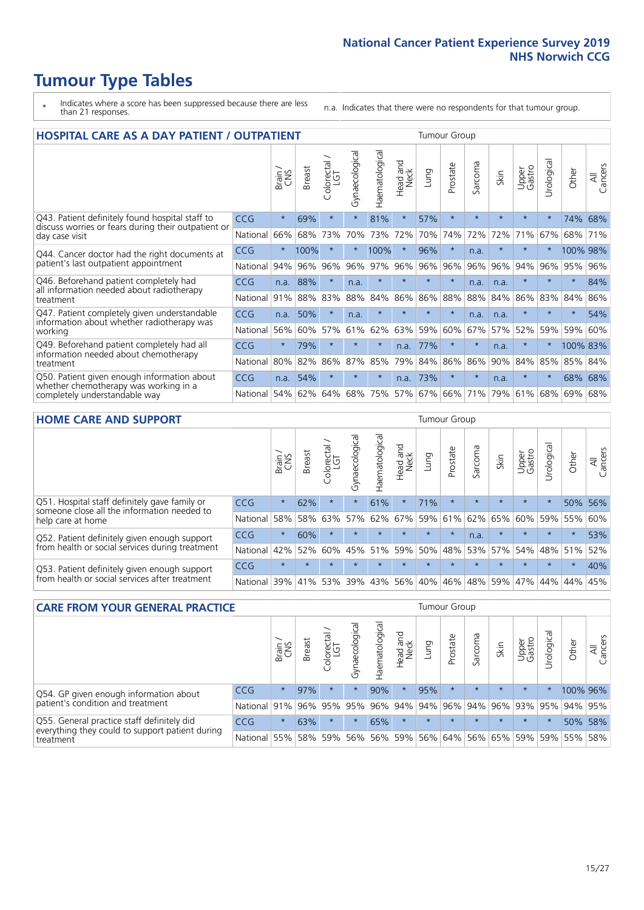# Tumour Type Tables

\* Indicates where a score has been suppressed because there are less than 21 responses.

n.a. Indicates that there were no respondents for that tumour group.

## HOSPITAL CARE AS A DAY PATIENT / OUTPATIENT

| | | Brain / CNS | Breast | Colorectal / LGT | Gynaecological | Haematological | Head and Neck | Lung | Prostate | Sarcoma | Skin | Upper Gastro | Urological | Other | All Cancers |
|---|---|---|---|---|---|---|---|---|---|---|---|---|---|---|---|
| Q43. Patient definitely found hospital staff to discuss worries or fears during their outpatient or day case visit | CCG | * | 69% | * | * | 81% | * | 57% | * | * | * | * | * | 74% | 68% |
| | National | 66% | 68% | 73% | 70% | 73% | 72% | 70% | 74% | 72% | 72% | 71% | 67% | 68% | 71% |
| Q44. Cancer doctor had the right documents at patient's last outpatient appointment | CCG | * | 100% | * | * | 100% | * | 96% | * | n.a. | * | * | * | 100% | 98% |
| | National | 94% | 96% | 96% | 96% | 97% | 96% | 96% | 96% | 96% | 96% | 94% | 96% | 95% | 96% |
| Q46. Beforehand patient completely had all information needed about radiotherapy treatment | CCG | n.a. | 88% | * | n.a. | * | * | * | * | n.a. | n.a. | * | * | * | 84% |
| | National | 91% | 88% | 83% | 88% | 84% | 86% | 86% | 88% | 88% | 84% | 86% | 83% | 84% | 86% |
| Q47. Patient completely given understandable information about whether radiotherapy was working | CCG | n.a. | 50% | * | n.a. | * | * | * | * | n.a. | n.a. | * | * | * | 54% |
| | National | 56% | 60% | 57% | 61% | 62% | 63% | 59% | 60% | 67% | 57% | 52% | 59% | 59% | 60% |
| Q49. Beforehand patient completely had all information needed about chemotherapy treatment | CCG | * | 79% | * | * | * | n.a. | 77% | * | * | n.a. | * | * | 100% | 83% |
| | National | 80% | 82% | 86% | 87% | 85% | 79% | 84% | 86% | 86% | 90% | 84% | 85% | 85% | 84% |
| Q50. Patient given enough information about whether chemotherapy was working in a completely understandable way | CCG | n.a. | 54% | * | * | * | n.a. | 73% | * | * | n.a. | * | * | 68% | 68% |
| | National | 54% | 62% | 64% | 68% | 75% | 57% | 67% | 66% | 71% | 79% | 61% | 68% | 69% | 68% |

## HOME CARE AND SUPPORT

| | | Brain / CNS | Breast | Colorectal / LGT | Gynaecological | Haematological | Head and Neck | Lung | Prostate | Sarcoma | Skin | Upper Gastro | Urological | Other | All Cancers |
|---|---|---|---|---|---|---|---|---|---|---|---|---|---|---|---|
| Q51. Hospital staff definitely gave family or someone close all the information needed to help care at home | CCG | * | 62% | * | * | 61% | * | 71% | * | * | * | * | * | 50% | 56% |
| | National | 58% | 58% | 63% | 57% | 62% | 67% | 59% | 61% | 62% | 65% | 60% | 59% | 55% | 60% |
| Q52. Patient definitely given enough support from health or social services during treatment | CCG | * | 60% | * | * | * | * | * | * | n.a. | * | * | * | * | 53% |
| | National | 42% | 52% | 60% | 45% | 51% | 59% | 50% | 48% | 53% | 57% | 54% | 48% | 51% | 52% |
| Q53. Patient definitely given enough support from health or social services after treatment | CCG | * | * | * | * | * | * | * | * | * | * | * | * | * | 40% |
| | National | 39% | 41% | 53% | 39% | 43% | 56% | 40% | 46% | 48% | 59% | 47% | 44% | 44% | 45% |

## CARE FROM YOUR GENERAL PRACTICE

| | | Brain / CNS | Breast | Colorectal / LGT | Gynaecological | Haematological | Head and Neck | Lung | Prostate | Sarcoma | Skin | Upper Gastro | Urological | Other | All Cancers |
|---|---|---|---|---|---|---|---|---|---|---|---|---|---|---|---|
| Q54. GP given enough information about patient's condition and treatment | CCG | * | 97% | * | * | 90% | * | 95% | * | * | * | * | * | 100% | 96% |
| | National | 91% | 96% | 95% | 95% | 96% | 94% | 94% | 96% | 94% | 96% | 93% | 95% | 94% | 95% |
| Q55. General practice staff definitely did everything they could to support patient during treatment | CCG | * | 63% | * | * | 65% | * | * | * | * | * | * | * | 50% | 58% |
| | National | 55% | 58% | 59% | 56% | 56% | 59% | 56% | 64% | 56% | 65% | 59% | 59% | 55% | 58% |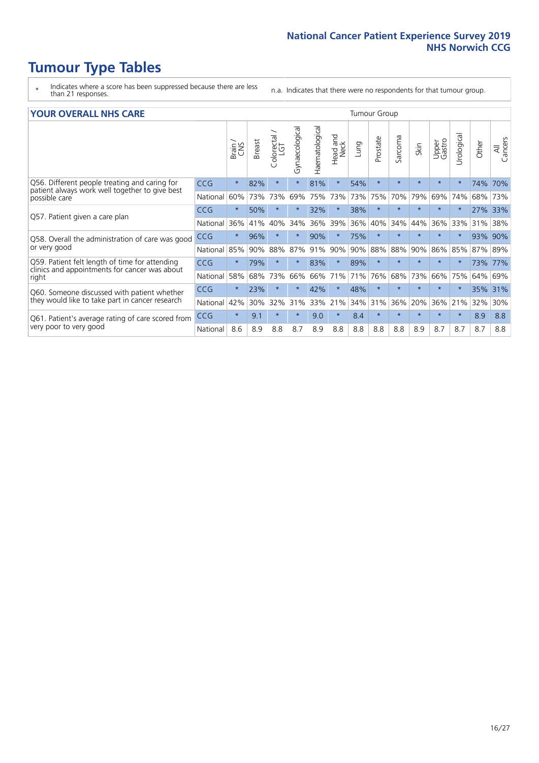# Tumour Type Tables

\* Indicates where a score has been suppressed because there are less than 21 responses.

n.a. Indicates that there were no respondents for that tumour group.

## YOUR OVERALL NHS CARE

| | | Brain / CNS | Breast | Colorectal / LGT | Gynaecological | Haematological | Head and Neck | Lung | Prostate | Sarcoma | Skin | Upper Gastro | Urological | Other | All Cancers |
|---|---|---|---|---|---|---|---|---|---|---|---|---|---|---|---|
| Q56. Different people treating and caring for patient always work well together to give best possible care | CCG | * | 82% | * | * | 81% | * | 54% | * | * | * | * | * | 74% | 70% |
| | National | 60% | 73% | 73% | 69% | 75% | 73% | 73% | 75% | 70% | 79% | 69% | 74% | 68% | 73% |
| Q57. Patient given a care plan | CCG | * | 50% | * | * | 32% | * | 38% | * | * | * | * | * | 27% | 33% |
| | National | 36% | 41% | 40% | 34% | 36% | 39% | 36% | 40% | 34% | 44% | 36% | 33% | 31% | 38% |
| Q58. Overall the administration of care was good or very good | CCG | * | 96% | * | * | 90% | * | 75% | * | * | * | * | * | 93% | 90% |
| | National | 85% | 90% | 88% | 87% | 91% | 90% | 90% | 88% | 88% | 90% | 86% | 85% | 87% | 89% |
| Q59. Patient felt length of time for attending clinics and appointments for cancer was about right | CCG | * | 79% | * | * | 83% | * | 89% | * | * | * | * | * | 73% | 77% |
| | National | 58% | 68% | 73% | 66% | 66% | 71% | 71% | 76% | 68% | 73% | 66% | 75% | 64% | 69% |
| Q60. Someone discussed with patient whether they would like to take part in cancer research | CCG | * | 23% | * | * | 42% | * | 48% | * | * | * | * | * | 35% | 31% |
| | National | 42% | 30% | 32% | 31% | 33% | 21% | 34% | 31% | 36% | 20% | 36% | 21% | 32% | 30% |
| Q61. Patient's average rating of care scored from very poor to very good | CCG | * | 9.1 | * | * | 9.0 | * | 8.4 | * | * | * | * | * | 8.9 | 8.8 |
| | National | 8.6 | 8.9 | 8.8 | 8.7 | 8.9 | 8.8 | 8.8 | 8.8 | 8.8 | 8.9 | 8.7 | 8.7 | 8.7 | 8.8 |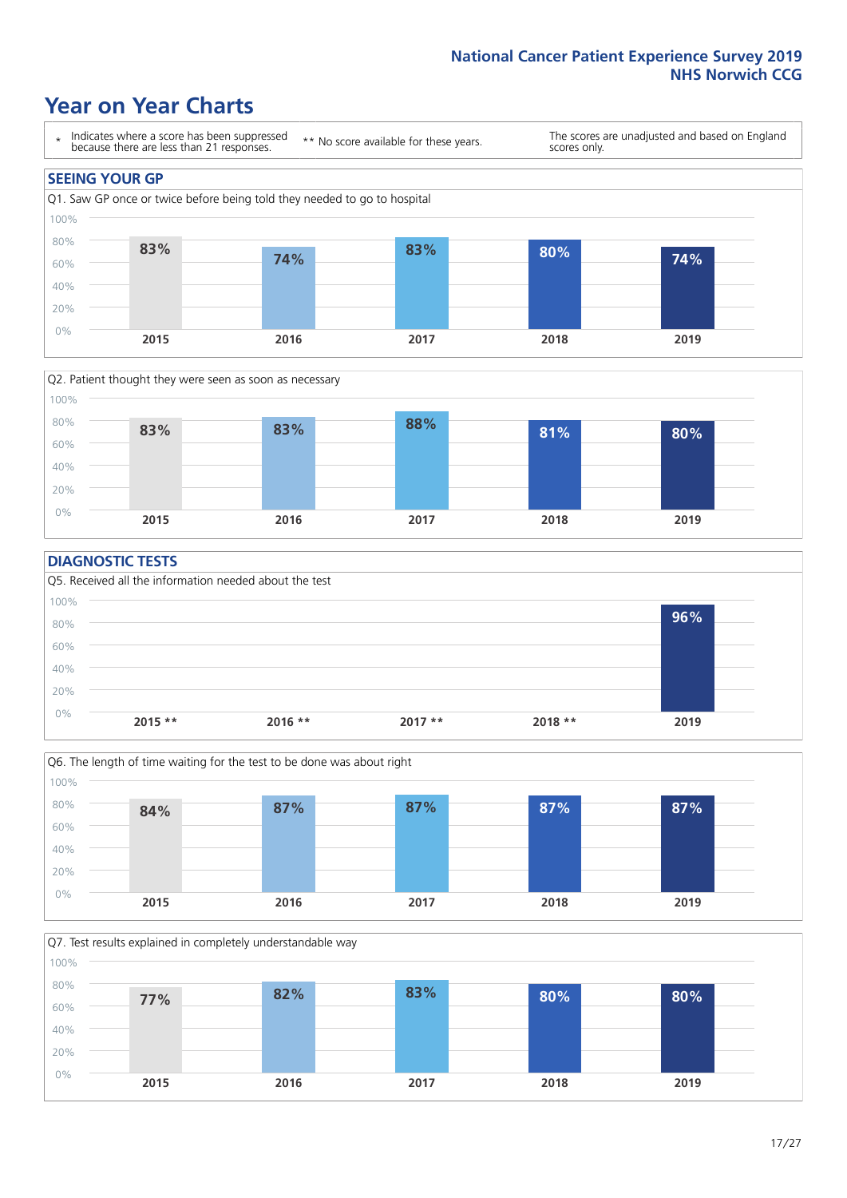# Year on Year Charts

\* Indicates where a score has been suppressed because there are less than 21 responses.

\*\* No score available for these years.

The scores are unadjusted and based on England scores only.

## SEEING YOUR GP

Q1. Saw GP once or twice before being told they needed to go to hospital

| 2015 | 2016 | 2017 | 2018 | 2019 |
|---|---|---|---|---|
| 83% | 74% | 83% | 80% | 74% |

Q2. Patient thought they were seen as soon as necessary

| 2015 | 2016 | 2017 | 2018 | 2019 |
|---|---|---|---|---|
| 83% | 83% | 88% | 81% | 80% |

## DIAGNOSTIC TESTS

Q5. Received all the information needed about the test

| 2015 ** | 2016 ** | 2017 ** | 2018 ** | 2019 |
|---|---|---|---|---|
| | | | | 96% |

Q6. The length of time waiting for the test to be done was about right

| 2015 | 2016 | 2017 | 2018 | 2019 |
|---|---|---|---|---|
| 84% | 87% | 87% | 87% | 87% |

Q7. Test results explained in completely understandable way

| 2015 | 2016 | 2017 | 2018 | 2019 |
|---|---|---|---|---|
| 77% | 82% | 83% | 80% | 80% |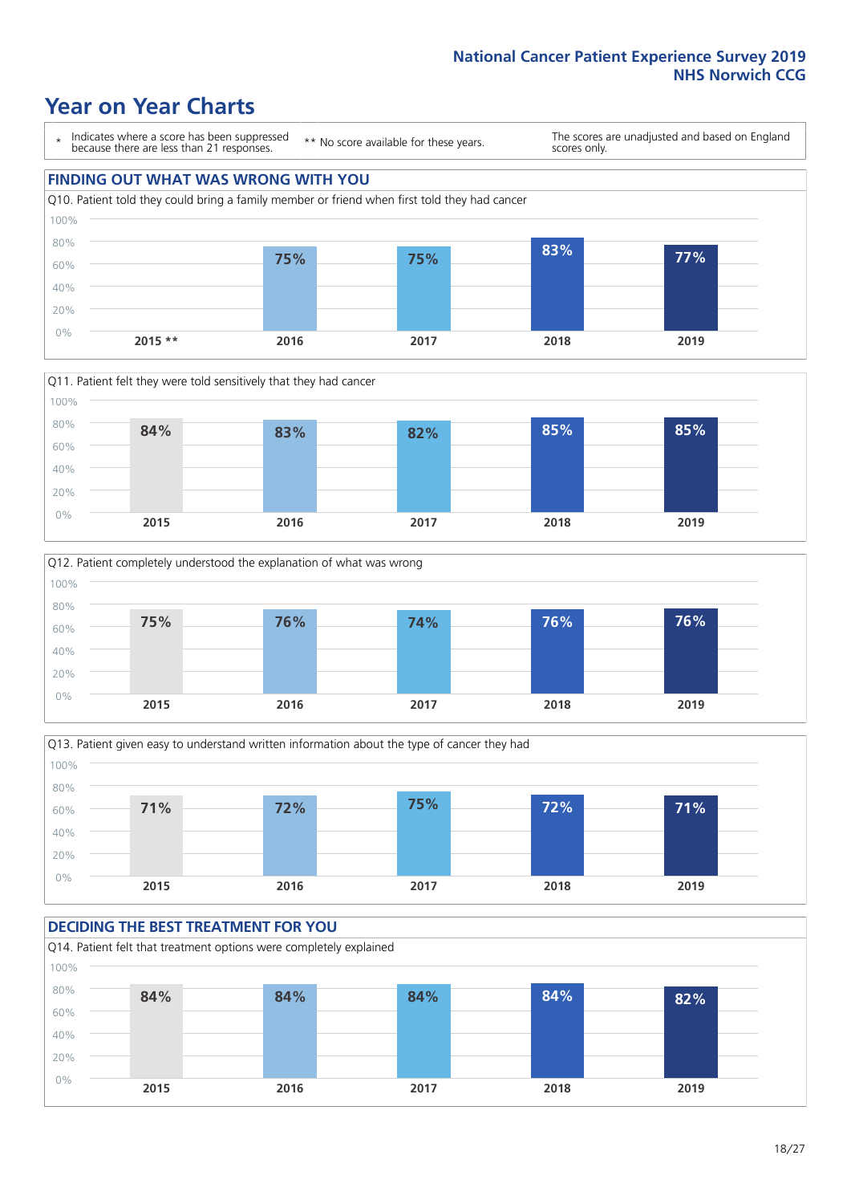National Cancer Patient Experience Survey 2019
NHS Norwich CCG

# Year on Year Charts

\* Indicates where a score has been suppressed because there are less than 21 responses.

** No score available for these years.

The scores are unadjusted and based on England scores only.

## FINDING OUT WHAT WAS WRONG WITH YOU

Q10. Patient told they could bring a family member or friend when first told they had cancer

| 2015 ** | 2016 | 2017 | 2018 | 2019 |
|---|---|---|---|---|
| | 75% | 75% | 83% | 77% |

Q11. Patient felt they were told sensitively that they had cancer

| 2015 | 2016 | 2017 | 2018 | 2019 |
|---|---|---|---|---|
| 84% | 83% | 82% | 85% | 85% |

Q12. Patient completely understood the explanation of what was wrong

| 2015 | 2016 | 2017 | 2018 | 2019 |
|---|---|---|---|---|
| 75% | 76% | 74% | 76% | 76% |

Q13. Patient given easy to understand written information about the type of cancer they had

| 2015 | 2016 | 2017 | 2018 | 2019 |
|---|---|---|---|---|
| 71% | 72% | 75% | 72% | 71% |

## DECIDING THE BEST TREATMENT FOR YOU

Q14. Patient felt that treatment options were completely explained

| 2015 | 2016 | 2017 | 2018 | 2019 |
|---|---|---|---|---|
| 84% | 84% | 84% | 84% | 82% |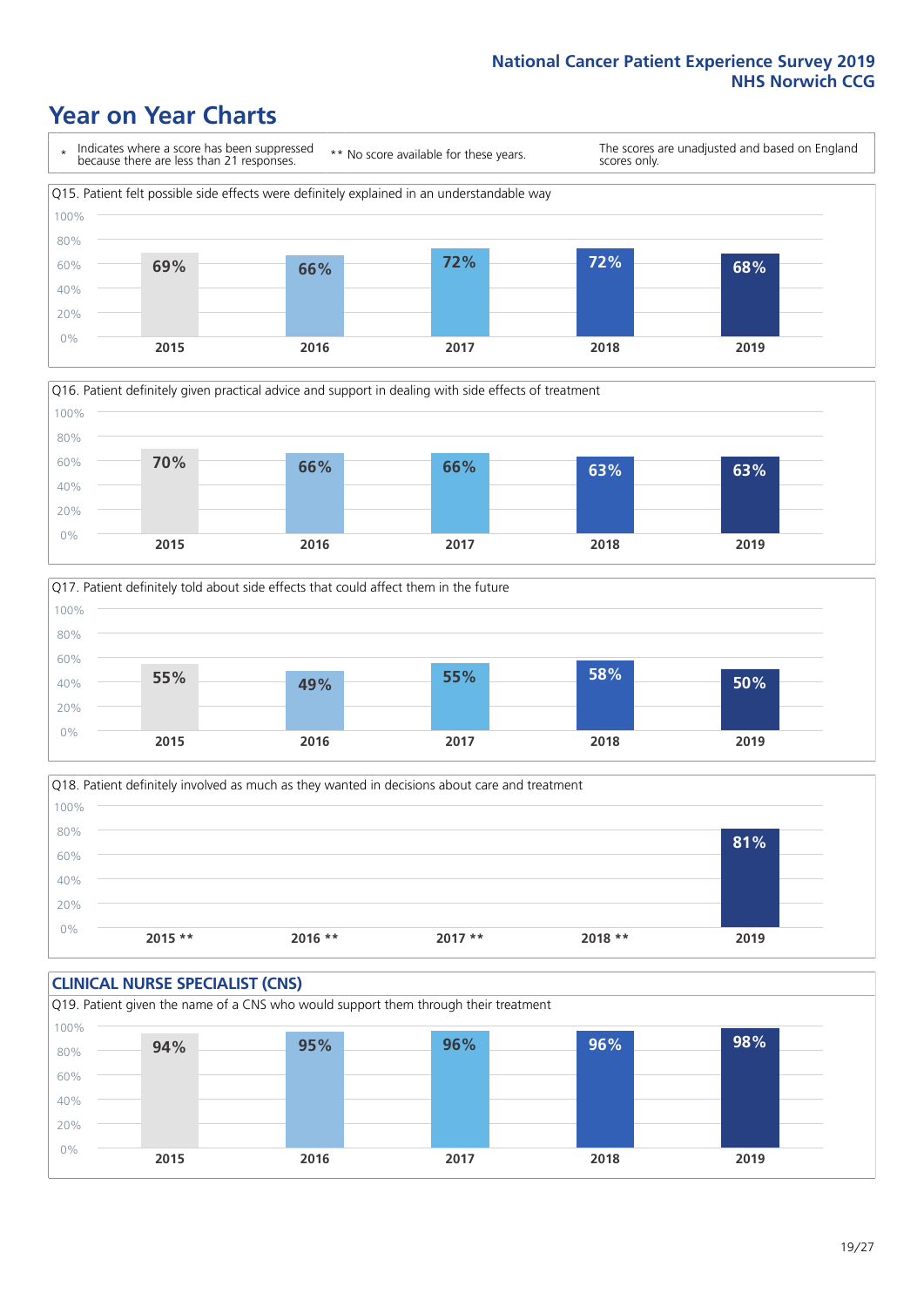# Year on Year Charts

\* Indicates where a score has been suppressed because there are less than 21 responses.

\*\* No score available for these years.

The scores are unadjusted and based on England scores only.

Q15. Patient felt possible side effects were definitely explained in an understandable way

| 2015 | 2016 | 2017 | 2018 | 2019 |
|---|---|---|---|---|
| 69% | 66% | 72% | 72% | 68% |

Q16. Patient definitely given practical advice and support in dealing with side effects of treatment

| 2015 | 2016 | 2017 | 2018 | 2019 |
|---|---|---|---|---|
| 70% | 66% | 66% | 63% | 63% |

Q17. Patient definitely told about side effects that could affect them in the future

| 2015 | 2016 | 2017 | 2018 | 2019 |
|---|---|---|---|---|
| 55% | 49% | 55% | 58% | 50% |

Q18. Patient definitely involved as much as they wanted in decisions about care and treatment

| 2015 ** | 2016 ** | 2017 ** | 2018 ** | 2019 |
|---|---|---|---|---|
| | | | | 81% |

## CLINICAL NURSE SPECIALIST (CNS)

Q19. Patient given the name of a CNS who would support them through their treatment

| 2015 | 2016 | 2017 | 2018 | 2019 |
|---|---|---|---|---|
| 94% | 95% | 96% | 96% | 98% |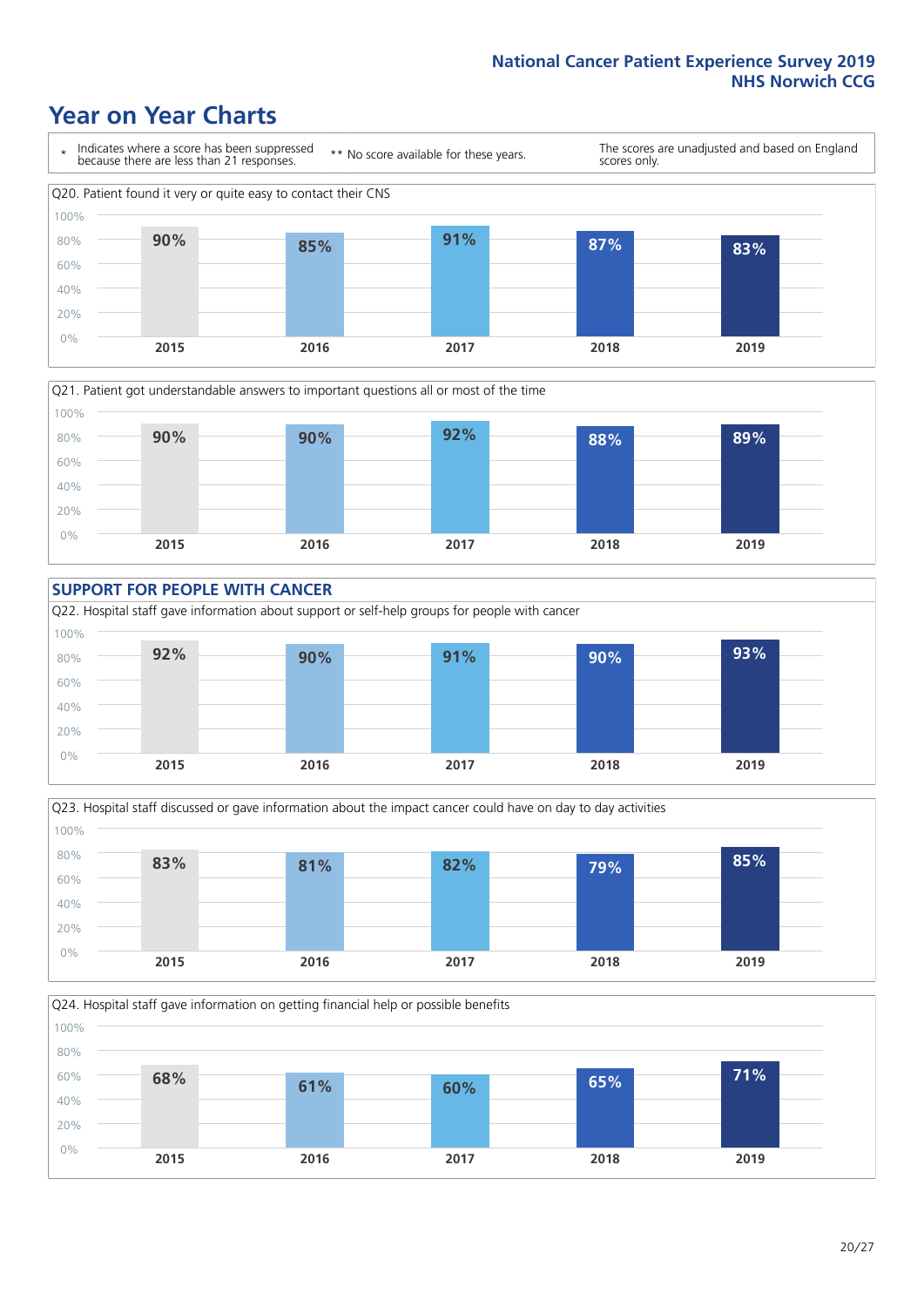# Year on Year Charts

\* Indicates where a score has been suppressed because there are less than 21 responses.

\*\* No score available for these years.

The scores are unadjusted and based on England scores only.

Q20. Patient found it very or quite easy to contact their CNS

| 2015 | 2016 | 2017 | 2018 | 2019 |
|---|---|---|---|---|
| 90% | 85% | 91% | 87% | 83% |

Q21. Patient got understandable answers to important questions all or most of the time

| 2015 | 2016 | 2017 | 2018 | 2019 |
|---|---|---|---|---|
| 90% | 90% | 92% | 88% | 89% |

## SUPPORT FOR PEOPLE WITH CANCER

Q22. Hospital staff gave information about support or self-help groups for people with cancer

| 2015 | 2016 | 2017 | 2018 | 2019 |
|---|---|---|---|---|
| 92% | 90% | 91% | 90% | 93% |

Q23. Hospital staff discussed or gave information about the impact cancer could have on day to day activities

| 2015 | 2016 | 2017 | 2018 | 2019 |
|---|---|---|---|---|
| 83% | 81% | 82% | 79% | 85% |

Q24. Hospital staff gave information on getting financial help or possible benefits

| 2015 | 2016 | 2017 | 2018 | 2019 |
|---|---|---|---|---|
| 68% | 61% | 60% | 65% | 71% |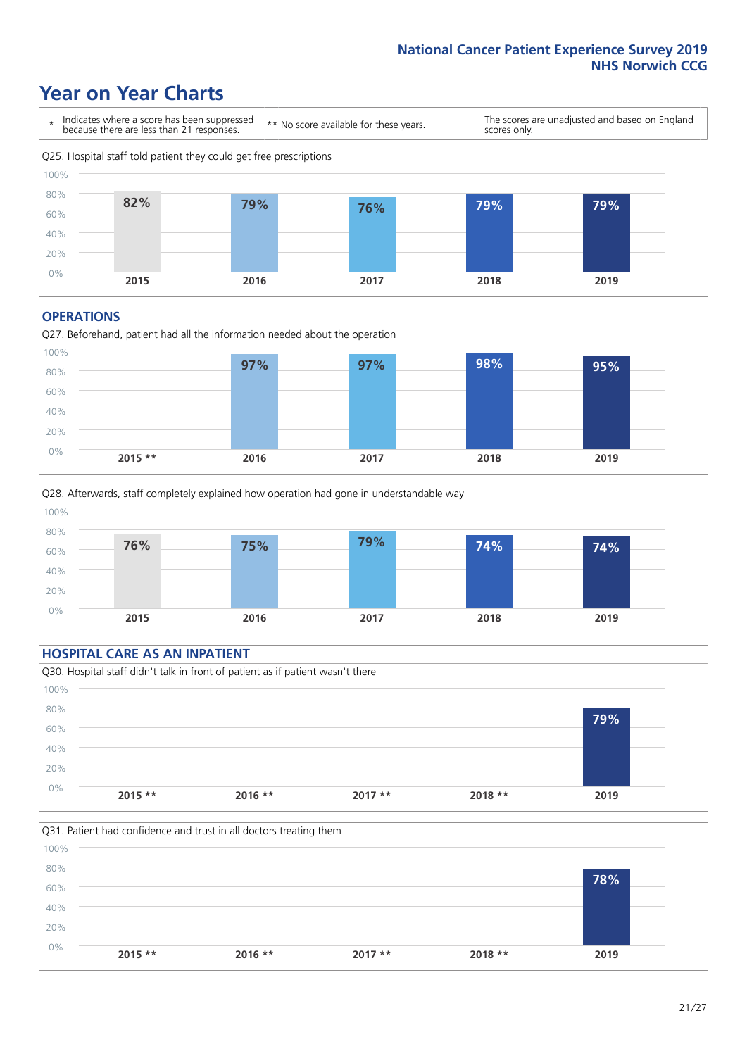# Year on Year Charts

\* Indicates where a score has been suppressed because there are less than 21 responses.

\*\* No score available for these years.

The scores are unadjusted and based on England scores only.

Q25. Hospital staff told patient they could get free prescriptions

| 2015 | 2016 | 2017 | 2018 | 2019 |
|---|---|---|---|---|
| 82% | 79% | 76% | 79% | 79% |

## OPERATIONS

Q27. Beforehand, patient had all the information needed about the operation

| 2015 ** | 2016 | 2017 | 2018 | 2019 |
|---|---|---|---|---|
| | 97% | 97% | 98% | 95% |

Q28. Afterwards, staff completely explained how operation had gone in understandable way

| 2015 | 2016 | 2017 | 2018 | 2019 |
|---|---|---|---|---|
| 76% | 75% | 79% | 74% | 74% |

## HOSPITAL CARE AS AN INPATIENT

Q30. Hospital staff didn't talk in front of patient as if patient wasn't there

| 2015 ** | 2016 ** | 2017 ** | 2018 ** | 2019 |
|---|---|---|---|---|
| | | | | 79% |

Q31. Patient had confidence and trust in all doctors treating them

| 2015 ** | 2016 ** | 2017 ** | 2018 ** | 2019 |
|---|---|---|---|---|
| | | | | 78% |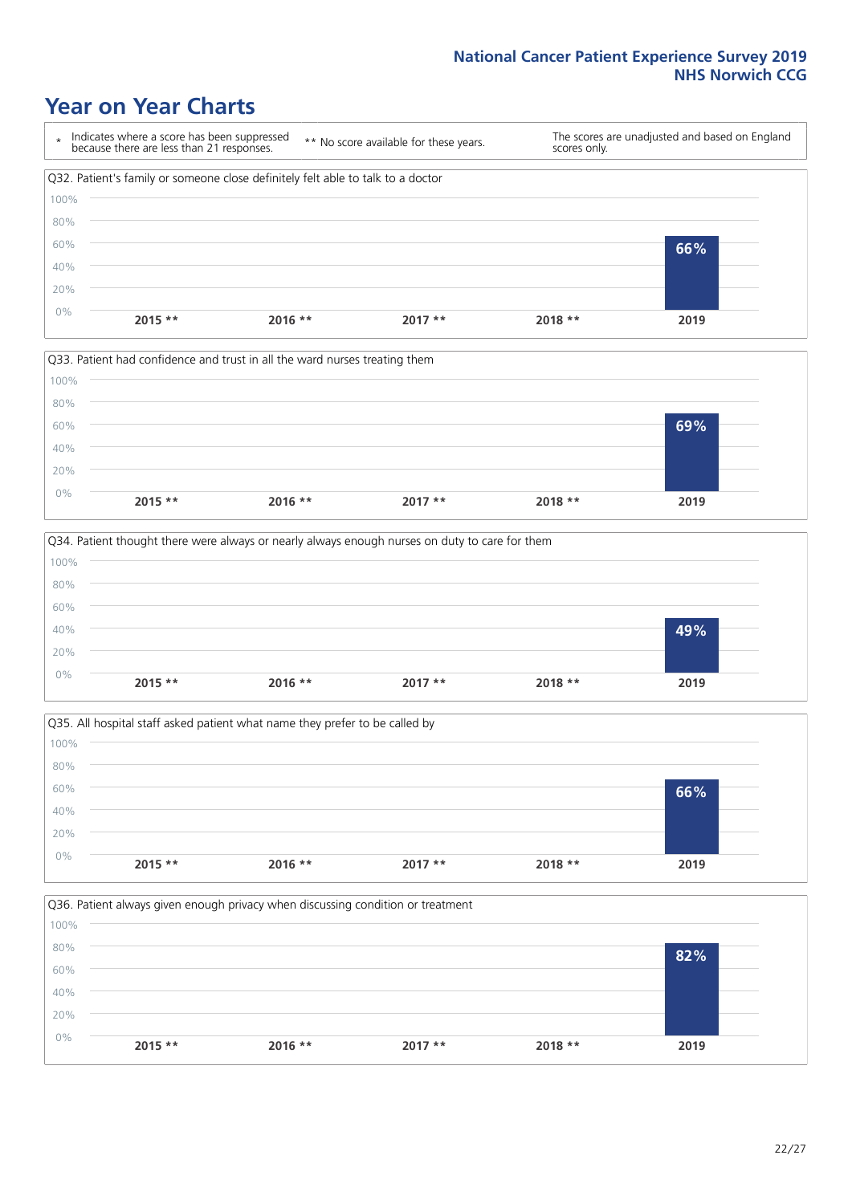# Year on Year Charts

\* Indicates where a score has been suppressed because there are less than 21 responses.

\*\* No score available for these years.

The scores are unadjusted and based on England scores only.

Q32. Patient's family or someone close definitely felt able to talk to a doctor

| 2015 ** | 2016 ** | 2017 ** | 2018 ** | 2019 |
|---|---|---|---|---|
| | | | | 66% |

Q33. Patient had confidence and trust in all the ward nurses treating them

| 2015 ** | 2016 ** | 2017 ** | 2018 ** | 2019 |
|---|---|---|---|---|
| | | | | 69% |

Q34. Patient thought there were always or nearly always enough nurses on duty to care for them

| 2015 ** | 2016 ** | 2017 ** | 2018 ** | 2019 |
|---|---|---|---|---|
| | | | | 49% |

Q35. All hospital staff asked patient what name they prefer to be called by

| 2015 ** | 2016 ** | 2017 ** | 2018 ** | 2019 |
|---|---|---|---|---|
| | | | | 66% |

Q36. Patient always given enough privacy when discussing condition or treatment

| 2015 ** | 2016 ** | 2017 ** | 2018 ** | 2019 |
|---|---|---|---|---|
| | | | | 82% |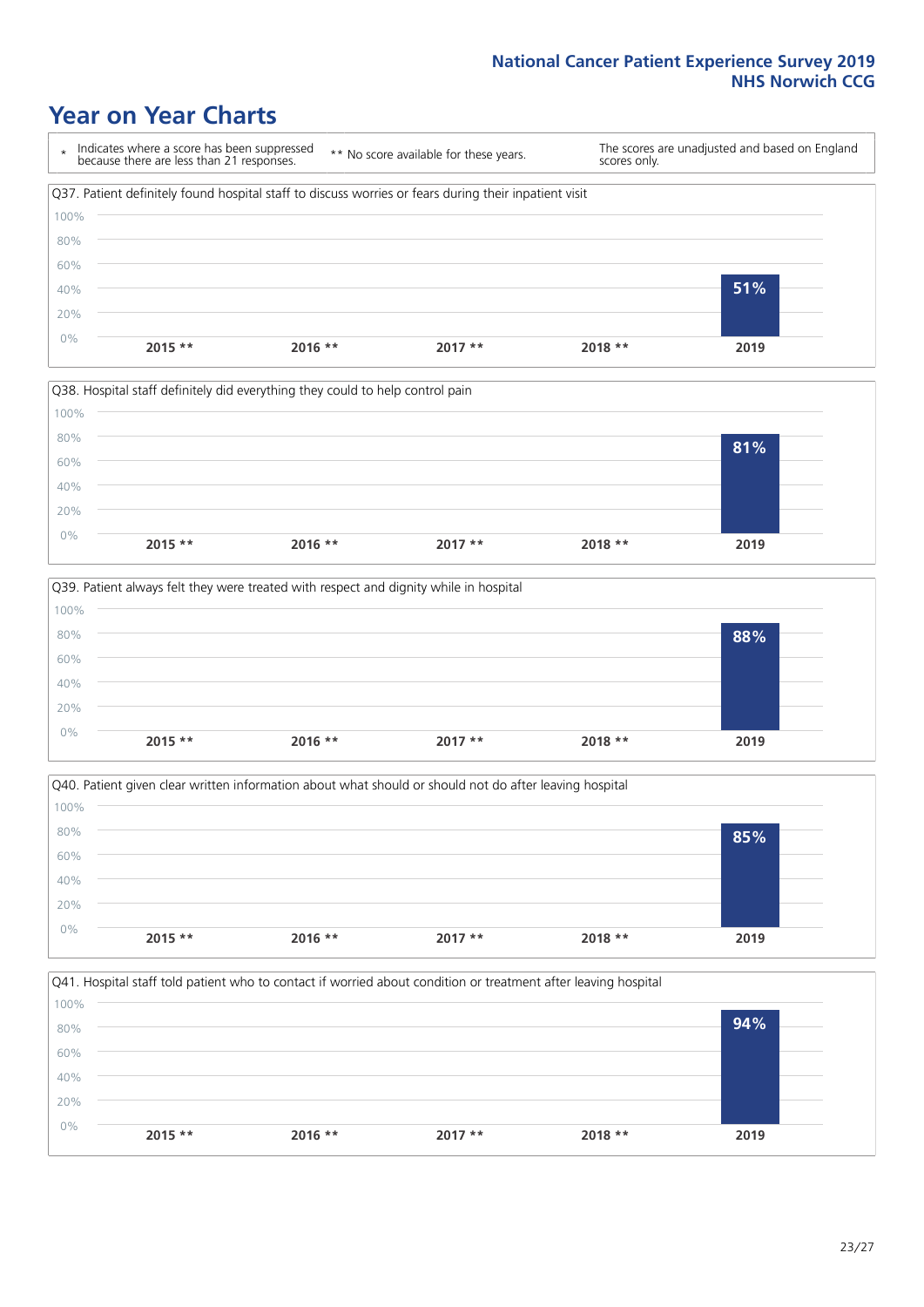# Year on Year Charts

\* Indicates where a score has been suppressed because there are less than 21 responses.

** No score available for these years.

The scores are unadjusted and based on England scores only.

Q37. Patient definitely found hospital staff to discuss worries or fears during their inpatient visit

| 2015 ** | 2016 ** | 2017 ** | 2018 ** | 2019 |
|---|---|---|---|---|
| | | | | 51% |

Q38. Hospital staff definitely did everything they could to help control pain

| 2015 ** | 2016 ** | 2017 ** | 2018 ** | 2019 |
|---|---|---|---|---|
| | | | | 81% |

Q39. Patient always felt they were treated with respect and dignity while in hospital

| 2015 ** | 2016 ** | 2017 ** | 2018 ** | 2019 |
|---|---|---|---|---|
| | | | | 88% |

Q40. Patient given clear written information about what should or should not do after leaving hospital

| 2015 ** | 2016 ** | 2017 ** | 2018 ** | 2019 |
|---|---|---|---|---|
| | | | | 85% |

Q41. Hospital staff told patient who to contact if worried about condition or treatment after leaving hospital

| 2015 ** | 2016 ** | 2017 ** | 2018 ** | 2019 |
|---|---|---|---|---|
| | | | | 94% |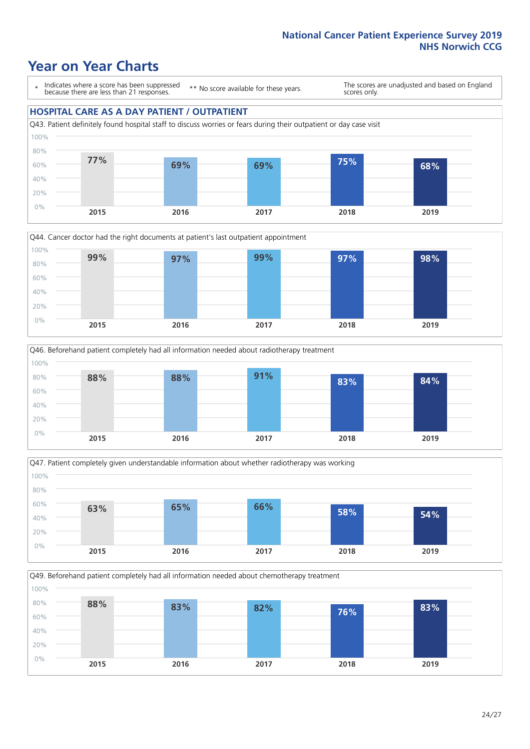# Year on Year Charts

\* Indicates where a score has been suppressed because there are less than 21 responses.

\*\* No score available for these years.

The scores are unadjusted and based on England scores only.

## HOSPITAL CARE AS A DAY PATIENT / OUTPATIENT

Q43. Patient definitely found hospital staff to discuss worries or fears during their outpatient or day case visit

| 2015 | 2016 | 2017 | 2018 | 2019 |
| --- | --- | --- | --- | --- |
| 77% | 69% | 69% | 75% | 68% |

Q44. Cancer doctor had the right documents at patient's last outpatient appointment

| 2015 | 2016 | 2017 | 2018 | 2019 |
| --- | --- | --- | --- | --- |
| 99% | 97% | 99% | 97% | 98% |

Q46. Beforehand patient completely had all information needed about radiotherapy treatment

| 2015 | 2016 | 2017 | 2018 | 2019 |
| --- | --- | --- | --- | --- |
| 88% | 88% | 91% | 83% | 84% |

Q47. Patient completely given understandable information about whether radiotherapy was working

| 2015 | 2016 | 2017 | 2018 | 2019 |
| --- | --- | --- | --- | --- |
| 63% | 65% | 66% | 58% | 54% |

Q49. Beforehand patient completely had all information needed about chemotherapy treatment

| 2015 | 2016 | 2017 | 2018 | 2019 |
| --- | --- | --- | --- | --- |
| 88% | 83% | 82% | 76% | 83% |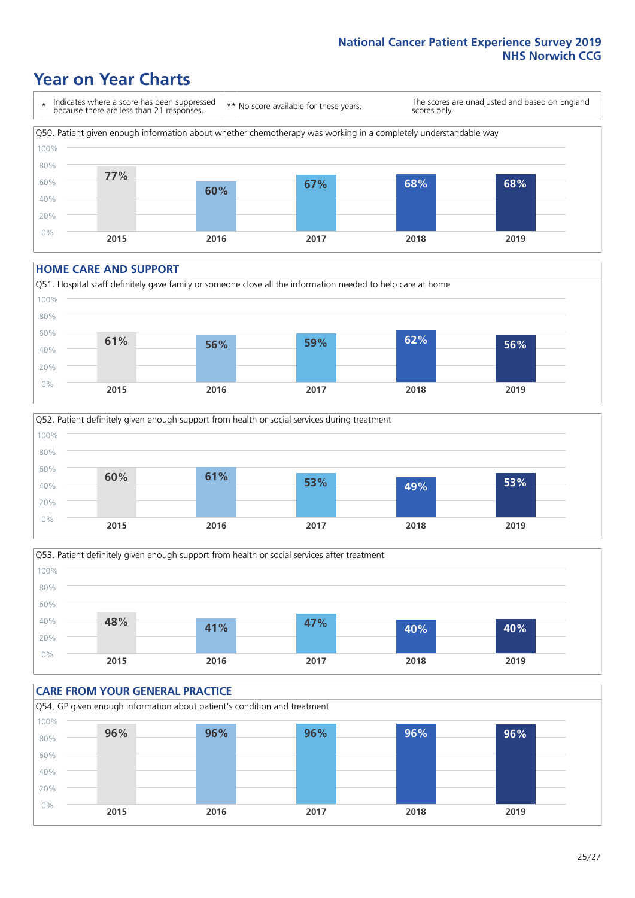# Year on Year Charts

\* Indicates where a score has been suppressed because there are less than 21 responses.

\*\* No score available for these years.

The scores are unadjusted and based on England scores only.

Q50. Patient given enough information about whether chemotherapy was working in a completely understandable way

| 2015 | 2016 | 2017 | 2018 | 2019 |
|---|---|---|---|---|
| 77% | 60% | 67% | 68% | 68% |

## HOME CARE AND SUPPORT

Q51. Hospital staff definitely gave family or someone close all the information needed to help care at home

| 2015 | 2016 | 2017 | 2018 | 2019 |
|---|---|---|---|---|
| 61% | 56% | 59% | 62% | 56% |

Q52. Patient definitely given enough support from health or social services during treatment

| 2015 | 2016 | 2017 | 2018 | 2019 |
|---|---|---|---|---|
| 60% | 61% | 53% | 49% | 53% |

Q53. Patient definitely given enough support from health or social services after treatment

| 2015 | 2016 | 2017 | 2018 | 2019 |
|---|---|---|---|---|
| 48% | 41% | 47% | 40% | 40% |

## CARE FROM YOUR GENERAL PRACTICE

Q54. GP given enough information about patient's condition and treatment

| 2015 | 2016 | 2017 | 2018 | 2019 |
|---|---|---|---|---|
| 96% | 96% | 96% | 96% | 96% |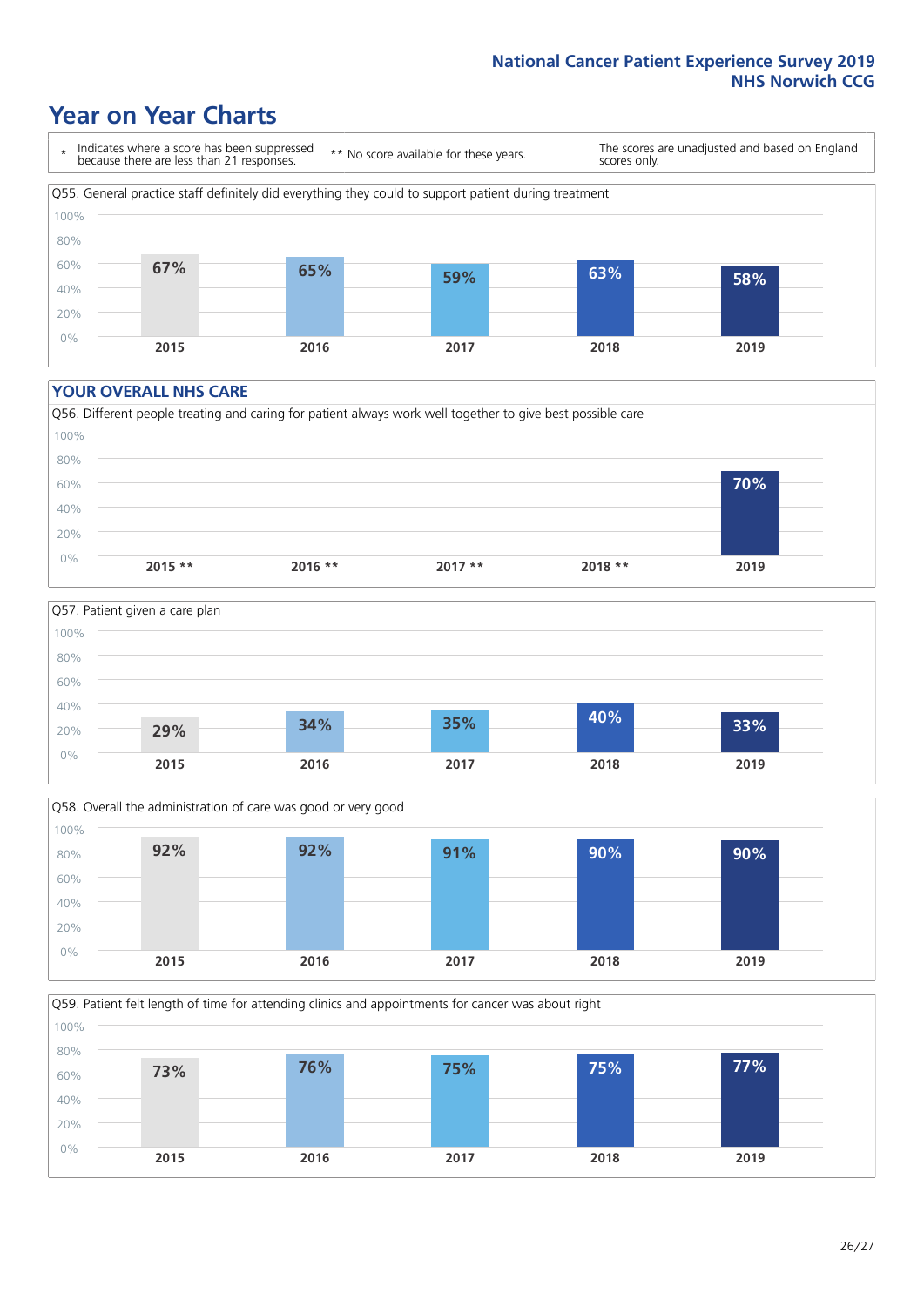# Year on Year Charts

\* Indicates where a score has been suppressed because there are less than 21 responses.

\*\* No score available for these years.

The scores are unadjusted and based on England scores only.

Q55. General practice staff definitely did everything they could to support patient during treatment

| 2015 | 2016 | 2017 | 2018 | 2019 |
|---|---|---|---|---|
| 67% | 65% | 59% | 63% | 58% |

## YOUR OVERALL NHS CARE

Q56. Different people treating and caring for patient always work well together to give best possible care

| 2015 ** | 2016 ** | 2017 ** | 2018 ** | 2019 |
|---|---|---|---|---|
| | | | | 70% |

Q57. Patient given a care plan

| 2015 | 2016 | 2017 | 2018 | 2019 |
|---|---|---|---|---|
| 29% | 34% | 35% | 40% | 33% |

Q58. Overall the administration of care was good or very good

| 2015 | 2016 | 2017 | 2018 | 2019 |
|---|---|---|---|---|
| 92% | 92% | 91% | 90% | 90% |

Q59. Patient felt length of time for attending clinics and appointments for cancer was about right

| 2015 | 2016 | 2017 | 2018 | 2019 |
|---|---|---|---|---|
| 73% | 76% | 75% | 75% | 77% |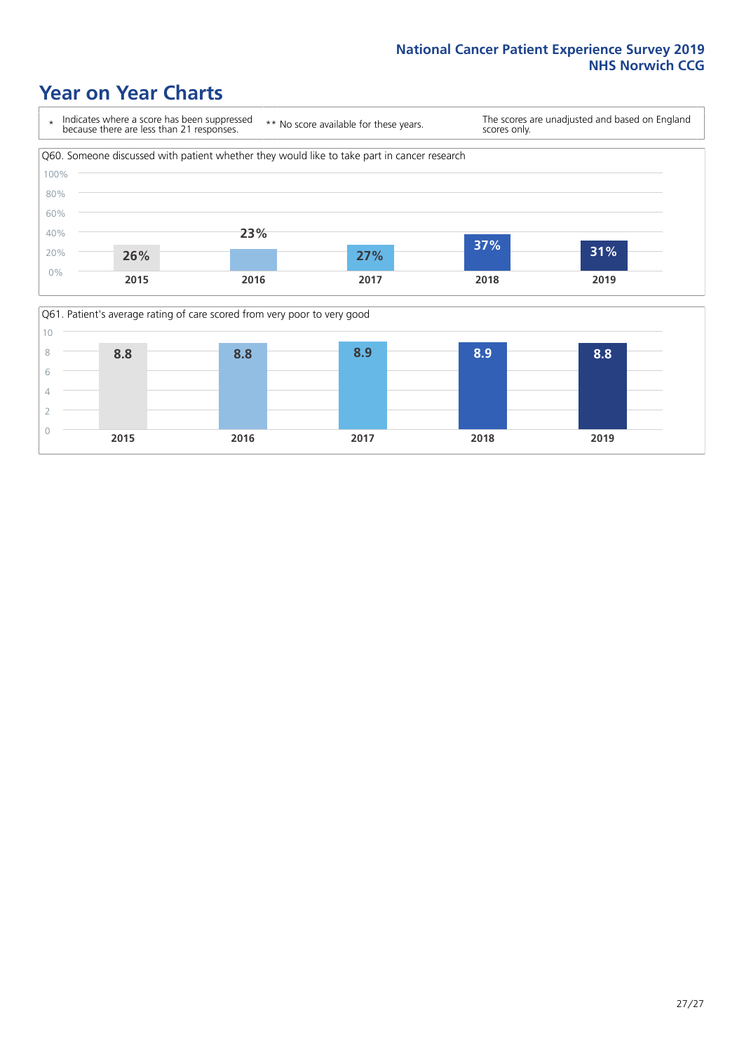# Year on Year Charts

\* Indicates where a score has been suppressed because there are less than 21 responses.

** No score available for these years.

The scores are unadjusted and based on England scores only.

Q60. Someone discussed with patient whether they would like to take part in cancer research

100%
80%
60%
40%
20%
0%

26% 2015
23% 2016
27% 2017
37% 2018
31% 2019

Q61. Patient's average rating of care scored from very poor to very good

10
8
6
4
2
0

8.8 2015
8.8 2016
8.9 2017
8.9 2018
8.8 2019